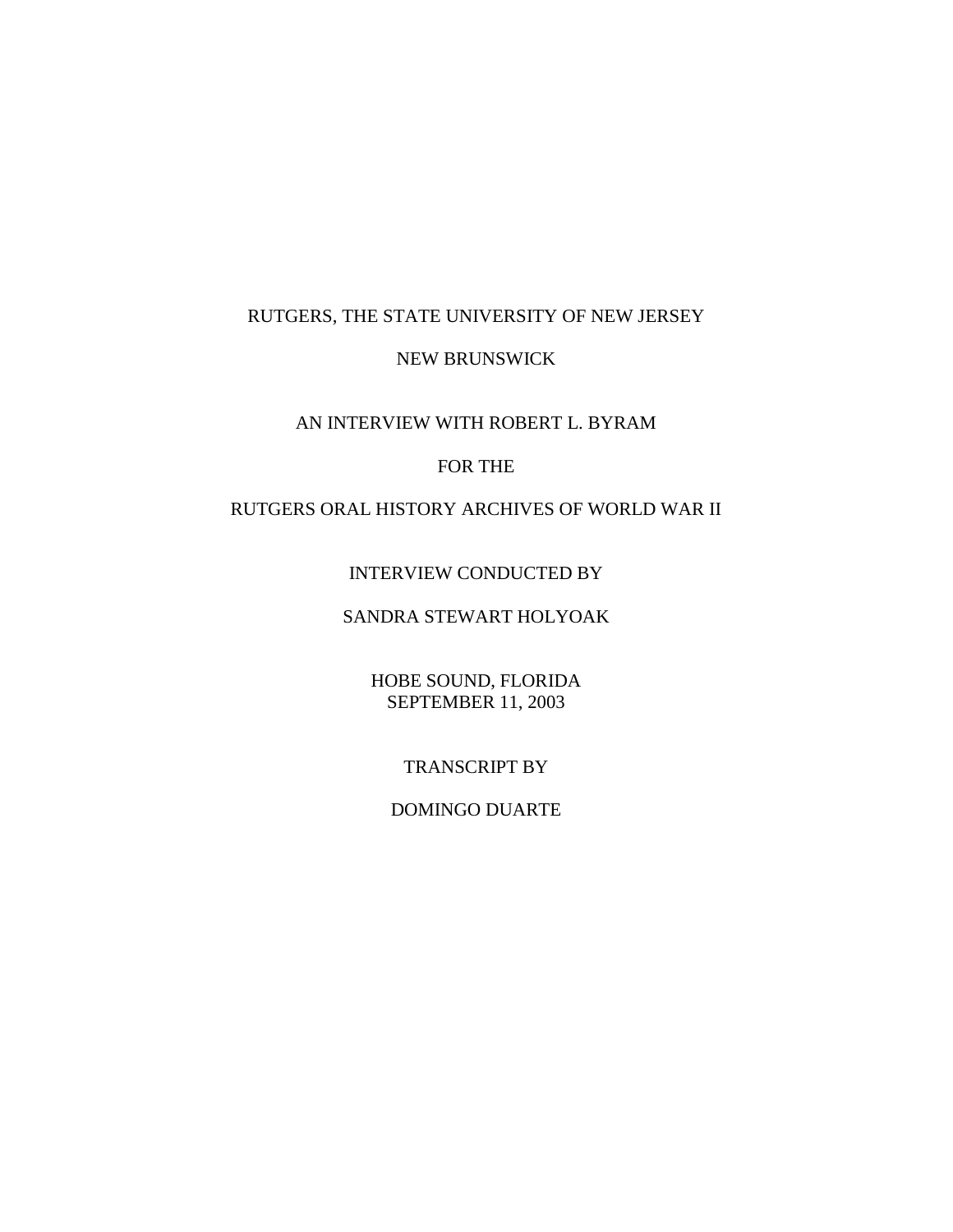RUTGERS, THE STATE UNIVERSITY OF NEW JERSEY

NEW BRUNSWICK

AN INTERVIEW WITH ROBERT L. BYRAM

FOR THE

RUTGERS ORAL HISTORY ARCHIVES OF WORLD WAR II

INTERVIEW CONDUCTED BY

SANDRA STEWART HOLYOAK

HOBE SOUND, FLORIDA
SEPTEMBER 11, 2003

TRANSCRIPT BY

DOMINGO DUARTE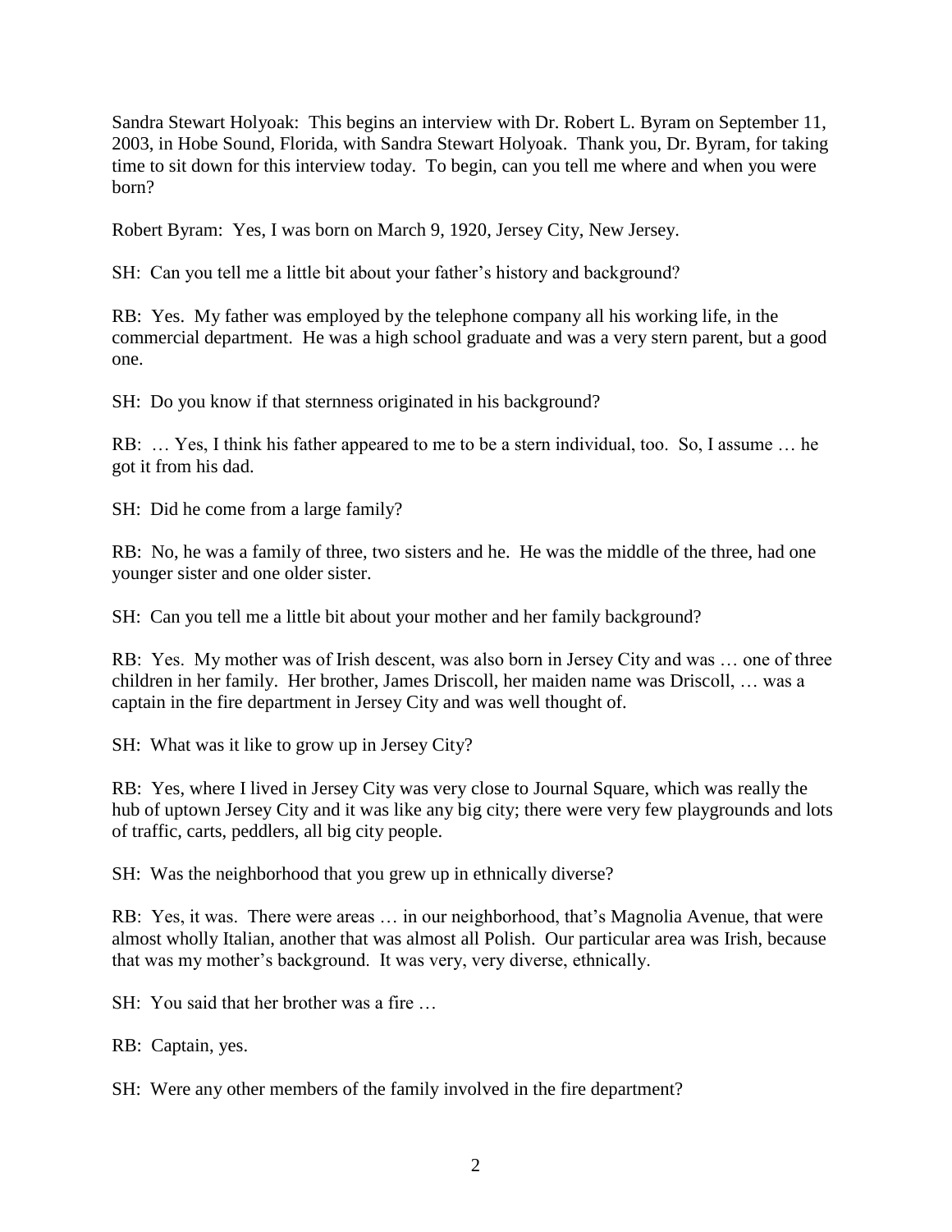Sandra Stewart Holyoak: This begins an interview with Dr. Robert L. Byram on September 11, 2003, in Hobe Sound, Florida, with Sandra Stewart Holyoak. Thank you, Dr. Byram, for taking time to sit down for this interview today. To begin, can you tell me where and when you were born?

Robert Byram: Yes, I was born on March 9, 1920, Jersey City, New Jersey.

SH: Can you tell me a little bit about your father's history and background?

RB: Yes. My father was employed by the telephone company all his working life, in the commercial department. He was a high school graduate and was a very stern parent, but a good one.

SH: Do you know if that sternness originated in his background?

RB: … Yes, I think his father appeared to me to be a stern individual, too. So, I assume … he got it from his dad.

SH: Did he come from a large family?

RB: No, he was a family of three, two sisters and he. He was the middle of the three, had one younger sister and one older sister.

SH: Can you tell me a little bit about your mother and her family background?

RB: Yes. My mother was of Irish descent, was also born in Jersey City and was … one of three children in her family. Her brother, James Driscoll, her maiden name was Driscoll, … was a captain in the fire department in Jersey City and was well thought of.

SH: What was it like to grow up in Jersey City?

RB: Yes, where I lived in Jersey City was very close to Journal Square, which was really the hub of uptown Jersey City and it was like any big city; there were very few playgrounds and lots of traffic, carts, peddlers, all big city people.

SH: Was the neighborhood that you grew up in ethnically diverse?

RB: Yes, it was. There were areas … in our neighborhood, that's Magnolia Avenue, that were almost wholly Italian, another that was almost all Polish. Our particular area was Irish, because that was my mother's background. It was very, very diverse, ethnically.

SH: You said that her brother was a fire …

RB: Captain, yes.

SH: Were any other members of the family involved in the fire department?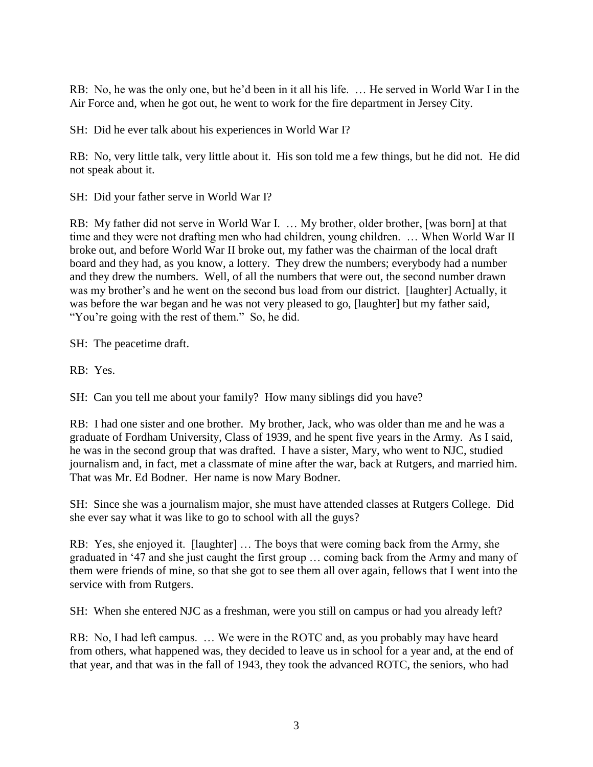RB: No, he was the only one, but he'd been in it all his life. … He served in World War I in the Air Force and, when he got out, he went to work for the fire department in Jersey City.

SH: Did he ever talk about his experiences in World War I?

RB: No, very little talk, very little about it. His son told me a few things, but he did not. He did not speak about it.

SH: Did your father serve in World War I?

RB: My father did not serve in World War I. … My brother, older brother, [was born] at that time and they were not drafting men who had children, young children. … When World War II broke out, and before World War II broke out, my father was the chairman of the local draft board and they had, as you know, a lottery. They drew the numbers; everybody had a number and they drew the numbers. Well, of all the numbers that were out, the second number drawn was my brother's and he went on the second bus load from our district. [laughter] Actually, it was before the war began and he was not very pleased to go, [laughter] but my father said, "You're going with the rest of them." So, he did.

SH: The peacetime draft.

RB: Yes.

SH: Can you tell me about your family? How many siblings did you have?

RB: I had one sister and one brother. My brother, Jack, who was older than me and he was a graduate of Fordham University, Class of 1939, and he spent five years in the Army. As I said, he was in the second group that was drafted. I have a sister, Mary, who went to NJC, studied journalism and, in fact, met a classmate of mine after the war, back at Rutgers, and married him. That was Mr. Ed Bodner. Her name is now Mary Bodner.

SH: Since she was a journalism major, she must have attended classes at Rutgers College. Did she ever say what it was like to go to school with all the guys?

RB: Yes, she enjoyed it. [laughter] … The boys that were coming back from the Army, she graduated in '47 and she just caught the first group … coming back from the Army and many of them were friends of mine, so that she got to see them all over again, fellows that I went into the service with from Rutgers.

SH: When she entered NJC as a freshman, were you still on campus or had you already left?

RB: No, I had left campus. … We were in the ROTC and, as you probably may have heard from others, what happened was, they decided to leave us in school for a year and, at the end of that year, and that was in the fall of 1943, they took the advanced ROTC, the seniors, who had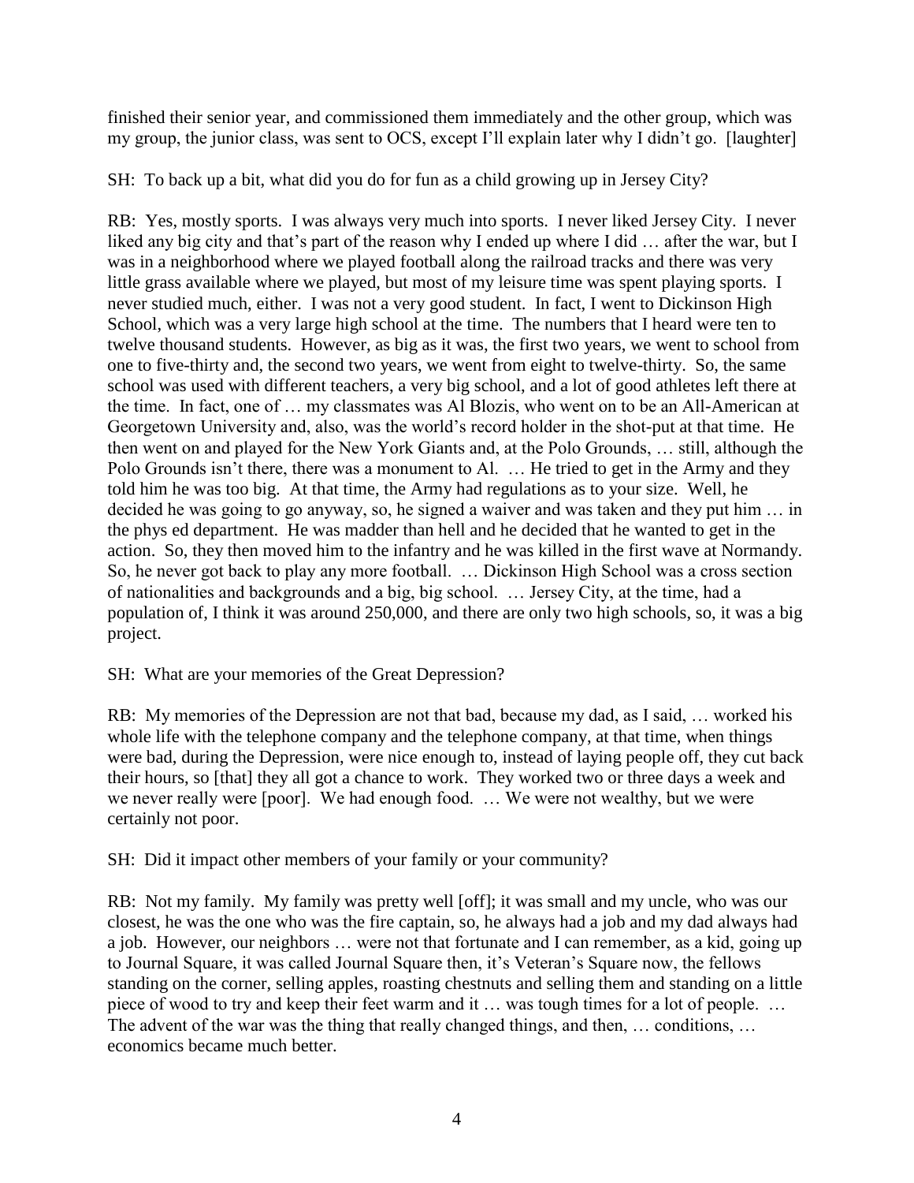finished their senior year, and commissioned them immediately and the other group, which was my group, the junior class, was sent to OCS, except I'll explain later why I didn't go. [laughter]

SH: To back up a bit, what did you do for fun as a child growing up in Jersey City?

RB: Yes, mostly sports. I was always very much into sports. I never liked Jersey City. I never liked any big city and that's part of the reason why I ended up where I did … after the war, but I was in a neighborhood where we played football along the railroad tracks and there was very little grass available where we played, but most of my leisure time was spent playing sports. I never studied much, either. I was not a very good student. In fact, I went to Dickinson High School, which was a very large high school at the time. The numbers that I heard were ten to twelve thousand students. However, as big as it was, the first two years, we went to school from one to five-thirty and, the second two years, we went from eight to twelve-thirty. So, the same school was used with different teachers, a very big school, and a lot of good athletes left there at the time. In fact, one of … my classmates was Al Blozis, who went on to be an All-American at Georgetown University and, also, was the world's record holder in the shot-put at that time. He then went on and played for the New York Giants and, at the Polo Grounds, … still, although the Polo Grounds isn't there, there was a monument to Al. … He tried to get in the Army and they told him he was too big. At that time, the Army had regulations as to your size. Well, he decided he was going to go anyway, so, he signed a waiver and was taken and they put him … in the phys ed department. He was madder than hell and he decided that he wanted to get in the action. So, they then moved him to the infantry and he was killed in the first wave at Normandy. So, he never got back to play any more football. … Dickinson High School was a cross section of nationalities and backgrounds and a big, big school. … Jersey City, at the time, had a population of, I think it was around 250,000, and there are only two high schools, so, it was a big project.

SH: What are your memories of the Great Depression?

RB: My memories of the Depression are not that bad, because my dad, as I said, … worked his whole life with the telephone company and the telephone company, at that time, when things were bad, during the Depression, were nice enough to, instead of laying people off, they cut back their hours, so [that] they all got a chance to work. They worked two or three days a week and we never really were [poor]. We had enough food. … We were not wealthy, but we were certainly not poor.

SH: Did it impact other members of your family or your community?

RB: Not my family. My family was pretty well [off]; it was small and my uncle, who was our closest, he was the one who was the fire captain, so, he always had a job and my dad always had a job. However, our neighbors … were not that fortunate and I can remember, as a kid, going up to Journal Square, it was called Journal Square then, it's Veteran's Square now, the fellows standing on the corner, selling apples, roasting chestnuts and selling them and standing on a little piece of wood to try and keep their feet warm and it … was tough times for a lot of people. … The advent of the war was the thing that really changed things, and then, … conditions, … economics became much better.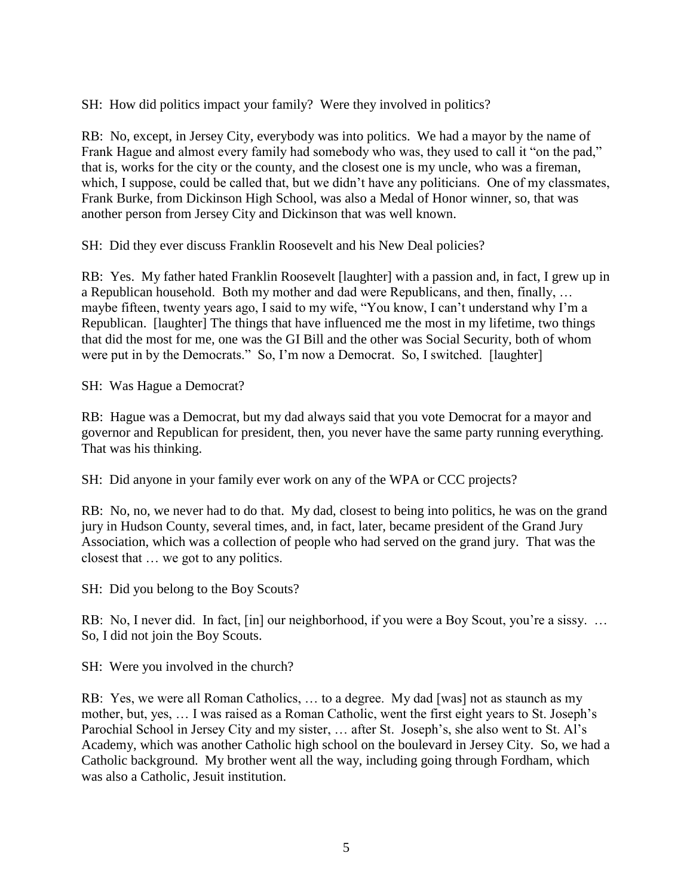SH: How did politics impact your family? Were they involved in politics?

RB: No, except, in Jersey City, everybody was into politics. We had a mayor by the name of Frank Hague and almost every family had somebody who was, they used to call it "on the pad," that is, works for the city or the county, and the closest one is my uncle, who was a fireman, which, I suppose, could be called that, but we didn't have any politicians. One of my classmates, Frank Burke, from Dickinson High School, was also a Medal of Honor winner, so, that was another person from Jersey City and Dickinson that was well known.

SH: Did they ever discuss Franklin Roosevelt and his New Deal policies?

RB: Yes. My father hated Franklin Roosevelt [laughter] with a passion and, in fact, I grew up in a Republican household. Both my mother and dad were Republicans, and then, finally, … maybe fifteen, twenty years ago, I said to my wife, "You know, I can't understand why I'm a Republican. [laughter] The things that have influenced me the most in my lifetime, two things that did the most for me, one was the GI Bill and the other was Social Security, both of whom were put in by the Democrats." So, I'm now a Democrat. So, I switched. [laughter]

SH: Was Hague a Democrat?

RB: Hague was a Democrat, but my dad always said that you vote Democrat for a mayor and governor and Republican for president, then, you never have the same party running everything. That was his thinking.

SH: Did anyone in your family ever work on any of the WPA or CCC projects?

RB: No, no, we never had to do that. My dad, closest to being into politics, he was on the grand jury in Hudson County, several times, and, in fact, later, became president of the Grand Jury Association, which was a collection of people who had served on the grand jury. That was the closest that … we got to any politics.

SH: Did you belong to the Boy Scouts?

RB: No, I never did. In fact, [in] our neighborhood, if you were a Boy Scout, you're a sissy. … So, I did not join the Boy Scouts.

SH: Were you involved in the church?

RB: Yes, we were all Roman Catholics, … to a degree. My dad [was] not as staunch as my mother, but, yes, … I was raised as a Roman Catholic, went the first eight years to St. Joseph's Parochial School in Jersey City and my sister, … after St. Joseph's, she also went to St. Al's Academy, which was another Catholic high school on the boulevard in Jersey City. So, we had a Catholic background. My brother went all the way, including going through Fordham, which was also a Catholic, Jesuit institution.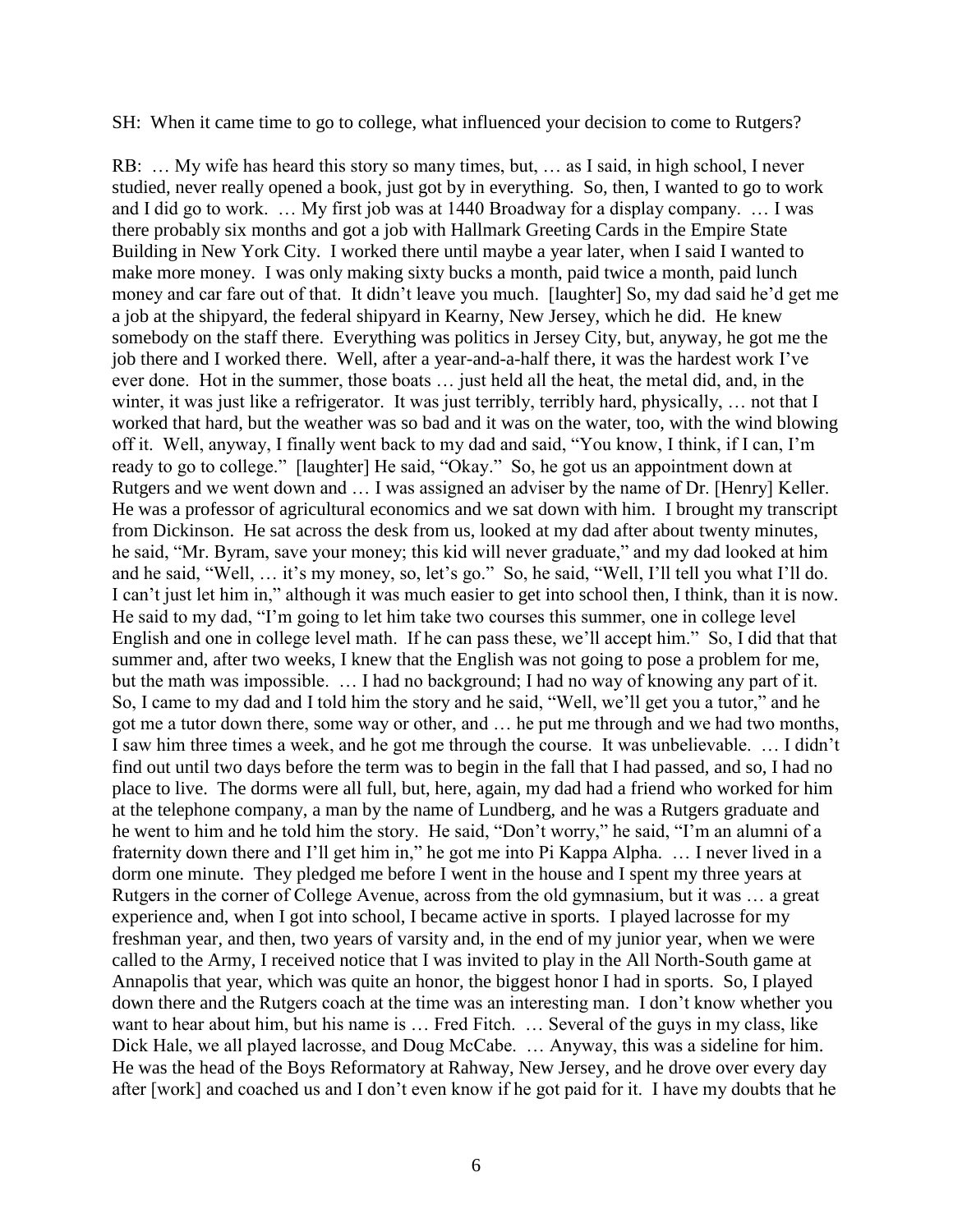SH: When it came time to go to college, what influenced your decision to come to Rutgers?

RB: … My wife has heard this story so many times, but, … as I said, in high school, I never studied, never really opened a book, just got by in everything. So, then, I wanted to go to work and I did go to work. … My first job was at 1440 Broadway for a display company. … I was there probably six months and got a job with Hallmark Greeting Cards in the Empire State Building in New York City. I worked there until maybe a year later, when I said I wanted to make more money. I was only making sixty bucks a month, paid twice a month, paid lunch money and car fare out of that. It didn't leave you much. [laughter] So, my dad said he'd get me a job at the shipyard, the federal shipyard in Kearny, New Jersey, which he did. He knew somebody on the staff there. Everything was politics in Jersey City, but, anyway, he got me the job there and I worked there. Well, after a year-and-a-half there, it was the hardest work I've ever done. Hot in the summer, those boats … just held all the heat, the metal did, and, in the winter, it was just like a refrigerator. It was just terribly, terribly hard, physically, … not that I worked that hard, but the weather was so bad and it was on the water, too, with the wind blowing off it. Well, anyway, I finally went back to my dad and said, "You know, I think, if I can, I'm ready to go to college." [laughter] He said, "Okay." So, he got us an appointment down at Rutgers and we went down and … I was assigned an adviser by the name of Dr. [Henry] Keller. He was a professor of agricultural economics and we sat down with him. I brought my transcript from Dickinson. He sat across the desk from us, looked at my dad after about twenty minutes, he said, "Mr. Byram, save your money; this kid will never graduate," and my dad looked at him and he said, "Well, … it's my money, so, let's go." So, he said, "Well, I'll tell you what I'll do. I can't just let him in," although it was much easier to get into school then, I think, than it is now. He said to my dad, "I'm going to let him take two courses this summer, one in college level English and one in college level math. If he can pass these, we'll accept him." So, I did that that summer and, after two weeks, I knew that the English was not going to pose a problem for me, but the math was impossible. … I had no background; I had no way of knowing any part of it. So, I came to my dad and I told him the story and he said, "Well, we'll get you a tutor," and he got me a tutor down there, some way or other, and … he put me through and we had two months, I saw him three times a week, and he got me through the course. It was unbelievable. … I didn't find out until two days before the term was to begin in the fall that I had passed, and so, I had no place to live. The dorms were all full, but, here, again, my dad had a friend who worked for him at the telephone company, a man by the name of Lundberg, and he was a Rutgers graduate and he went to him and he told him the story. He said, "Don't worry," he said, "I'm an alumni of a fraternity down there and I'll get him in," he got me into Pi Kappa Alpha. … I never lived in a dorm one minute. They pledged me before I went in the house and I spent my three years at Rutgers in the corner of College Avenue, across from the old gymnasium, but it was … a great experience and, when I got into school, I became active in sports. I played lacrosse for my freshman year, and then, two years of varsity and, in the end of my junior year, when we were called to the Army, I received notice that I was invited to play in the All North-South game at Annapolis that year, which was quite an honor, the biggest honor I had in sports. So, I played down there and the Rutgers coach at the time was an interesting man. I don't know whether you want to hear about him, but his name is … Fred Fitch. … Several of the guys in my class, like Dick Hale, we all played lacrosse, and Doug McCabe. … Anyway, this was a sideline for him. He was the head of the Boys Reformatory at Rahway, New Jersey, and he drove over every day after [work] and coached us and I don't even know if he got paid for it. I have my doubts that he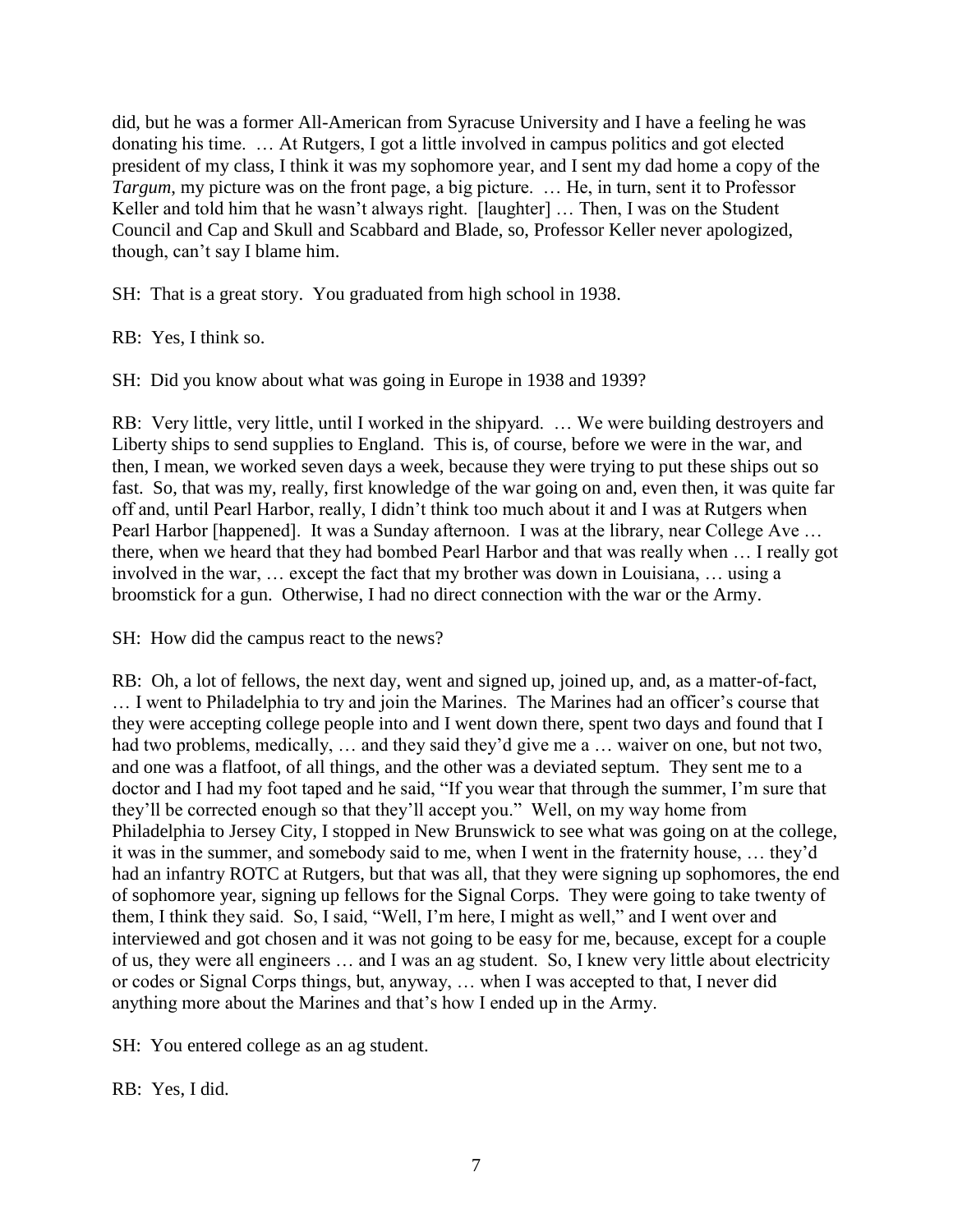did, but he was a former All-American from Syracuse University and I have a feeling he was donating his time. … At Rutgers, I got a little involved in campus politics and got elected president of my class, I think it was my sophomore year, and I sent my dad home a copy of the *Targum*, my picture was on the front page, a big picture. … He, in turn, sent it to Professor Keller and told him that he wasn't always right. [laughter] … Then, I was on the Student Council and Cap and Skull and Scabbard and Blade, so, Professor Keller never apologized, though, can't say I blame him.

SH: That is a great story. You graduated from high school in 1938.

RB: Yes, I think so.

SH: Did you know about what was going in Europe in 1938 and 1939?

RB: Very little, very little, until I worked in the shipyard. … We were building destroyers and Liberty ships to send supplies to England. This is, of course, before we were in the war, and then, I mean, we worked seven days a week, because they were trying to put these ships out so fast. So, that was my, really, first knowledge of the war going on and, even then, it was quite far off and, until Pearl Harbor, really, I didn't think too much about it and I was at Rutgers when Pearl Harbor [happened]. It was a Sunday afternoon. I was at the library, near College Ave … there, when we heard that they had bombed Pearl Harbor and that was really when … I really got involved in the war, … except the fact that my brother was down in Louisiana, … using a broomstick for a gun. Otherwise, I had no direct connection with the war or the Army.

SH: How did the campus react to the news?

RB: Oh, a lot of fellows, the next day, went and signed up, joined up, and, as a matter-of-fact, … I went to Philadelphia to try and join the Marines. The Marines had an officer's course that they were accepting college people into and I went down there, spent two days and found that I had two problems, medically, … and they said they'd give me a … waiver on one, but not two, and one was a flatfoot, of all things, and the other was a deviated septum. They sent me to a doctor and I had my foot taped and he said, "If you wear that through the summer, I'm sure that they'll be corrected enough so that they'll accept you." Well, on my way home from Philadelphia to Jersey City, I stopped in New Brunswick to see what was going on at the college, it was in the summer, and somebody said to me, when I went in the fraternity house, … they'd had an infantry ROTC at Rutgers, but that was all, that they were signing up sophomores, the end of sophomore year, signing up fellows for the Signal Corps. They were going to take twenty of them, I think they said. So, I said, "Well, I'm here, I might as well," and I went over and interviewed and got chosen and it was not going to be easy for me, because, except for a couple of us, they were all engineers … and I was an ag student. So, I knew very little about electricity or codes or Signal Corps things, but, anyway, … when I was accepted to that, I never did anything more about the Marines and that's how I ended up in the Army.

SH: You entered college as an ag student.

RB: Yes, I did.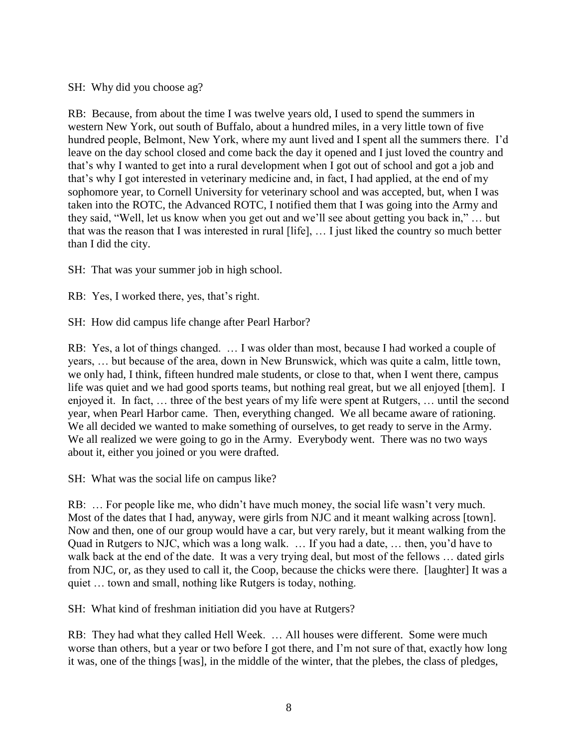SH: Why did you choose ag?

RB: Because, from about the time I was twelve years old, I used to spend the summers in western New York, out south of Buffalo, about a hundred miles, in a very little town of five hundred people, Belmont, New York, where my aunt lived and I spent all the summers there. I'd leave on the day school closed and come back the day it opened and I just loved the country and that's why I wanted to get into a rural development when I got out of school and got a job and that's why I got interested in veterinary medicine and, in fact, I had applied, at the end of my sophomore year, to Cornell University for veterinary school and was accepted, but, when I was taken into the ROTC, the Advanced ROTC, I notified them that I was going into the Army and they said, "Well, let us know when you get out and we'll see about getting you back in," … but that was the reason that I was interested in rural [life], … I just liked the country so much better than I did the city.

SH: That was your summer job in high school.

RB: Yes, I worked there, yes, that's right.

SH: How did campus life change after Pearl Harbor?

RB: Yes, a lot of things changed. … I was older than most, because I had worked a couple of years, … but because of the area, down in New Brunswick, which was quite a calm, little town, we only had, I think, fifteen hundred male students, or close to that, when I went there, campus life was quiet and we had good sports teams, but nothing real great, but we all enjoyed [them]. I enjoyed it. In fact, … three of the best years of my life were spent at Rutgers, … until the second year, when Pearl Harbor came. Then, everything changed. We all became aware of rationing. We all decided we wanted to make something of ourselves, to get ready to serve in the Army. We all realized we were going to go in the Army. Everybody went. There was no two ways about it, either you joined or you were drafted.

SH: What was the social life on campus like?

RB: … For people like me, who didn't have much money, the social life wasn't very much. Most of the dates that I had, anyway, were girls from NJC and it meant walking across [town]. Now and then, one of our group would have a car, but very rarely, but it meant walking from the Quad in Rutgers to NJC, which was a long walk. … If you had a date, … then, you'd have to walk back at the end of the date. It was a very trying deal, but most of the fellows … dated girls from NJC, or, as they used to call it, the Coop, because the chicks were there. [laughter] It was a quiet … town and small, nothing like Rutgers is today, nothing.

SH: What kind of freshman initiation did you have at Rutgers?

RB: They had what they called Hell Week. … All houses were different. Some were much worse than others, but a year or two before I got there, and I'm not sure of that, exactly how long it was, one of the things [was], in the middle of the winter, that the plebes, the class of pledges,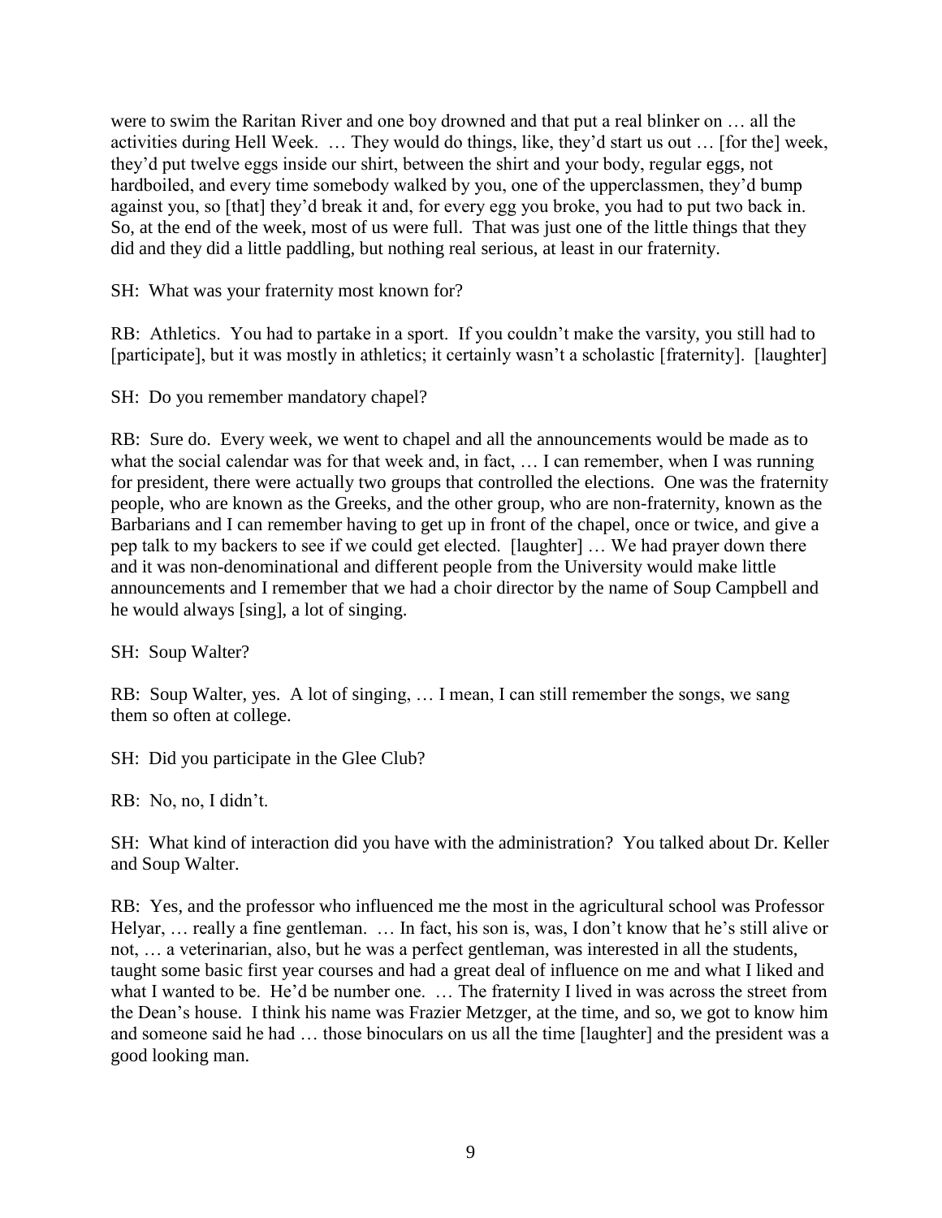were to swim the Raritan River and one boy drowned and that put a real blinker on … all the activities during Hell Week. … They would do things, like, they'd start us out … [for the] week, they'd put twelve eggs inside our shirt, between the shirt and your body, regular eggs, not hardboiled, and every time somebody walked by you, one of the upperclassmen, they'd bump against you, so [that] they'd break it and, for every egg you broke, you had to put two back in. So, at the end of the week, most of us were full. That was just one of the little things that they did and they did a little paddling, but nothing real serious, at least in our fraternity.

SH: What was your fraternity most known for?

RB: Athletics. You had to partake in a sport. If you couldn't make the varsity, you still had to [participate], but it was mostly in athletics; it certainly wasn't a scholastic [fraternity]. [laughter]

SH: Do you remember mandatory chapel?

RB: Sure do. Every week, we went to chapel and all the announcements would be made as to what the social calendar was for that week and, in fact, … I can remember, when I was running for president, there were actually two groups that controlled the elections. One was the fraternity people, who are known as the Greeks, and the other group, who are non-fraternity, known as the Barbarians and I can remember having to get up in front of the chapel, once or twice, and give a pep talk to my backers to see if we could get elected. [laughter] … We had prayer down there and it was non-denominational and different people from the University would make little announcements and I remember that we had a choir director by the name of Soup Campbell and he would always [sing], a lot of singing.

SH: Soup Walter?

RB: Soup Walter, yes. A lot of singing, … I mean, I can still remember the songs, we sang them so often at college.

SH: Did you participate in the Glee Club?

RB: No, no, I didn't.

SH: What kind of interaction did you have with the administration? You talked about Dr. Keller and Soup Walter.

RB: Yes, and the professor who influenced me the most in the agricultural school was Professor Helyar, … really a fine gentleman. … In fact, his son is, was, I don't know that he's still alive or not, … a veterinarian, also, but he was a perfect gentleman, was interested in all the students, taught some basic first year courses and had a great deal of influence on me and what I liked and what I wanted to be. He'd be number one. … The fraternity I lived in was across the street from the Dean's house. I think his name was Frazier Metzger, at the time, and so, we got to know him and someone said he had … those binoculars on us all the time [laughter] and the president was a good looking man.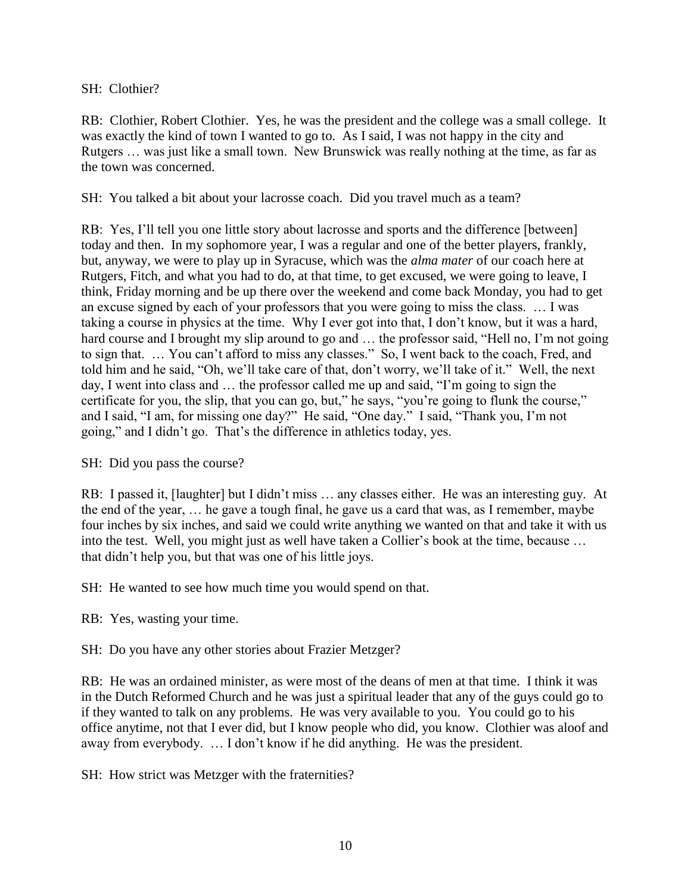SH: Clothier?

RB: Clothier, Robert Clothier. Yes, he was the president and the college was a small college. It was exactly the kind of town I wanted to go to. As I said, I was not happy in the city and Rutgers … was just like a small town. New Brunswick was really nothing at the time, as far as the town was concerned.

SH: You talked a bit about your lacrosse coach. Did you travel much as a team?

RB: Yes, I'll tell you one little story about lacrosse and sports and the difference [between] today and then. In my sophomore year, I was a regular and one of the better players, frankly, but, anyway, we were to play up in Syracuse, which was the *alma mater* of our coach here at Rutgers, Fitch, and what you had to do, at that time, to get excused, we were going to leave, I think, Friday morning and be up there over the weekend and come back Monday, you had to get an excuse signed by each of your professors that you were going to miss the class. … I was taking a course in physics at the time. Why I ever got into that, I don't know, but it was a hard, hard course and I brought my slip around to go and … the professor said, "Hell no, I'm not going to sign that. … You can't afford to miss any classes." So, I went back to the coach, Fred, and told him and he said, "Oh, we'll take care of that, don't worry, we'll take of it." Well, the next day, I went into class and … the professor called me up and said, "I'm going to sign the certificate for you, the slip, that you can go, but," he says, "you're going to flunk the course," and I said, "I am, for missing one day?" He said, "One day." I said, "Thank you, I'm not going," and I didn't go. That's the difference in athletics today, yes.

SH: Did you pass the course?

RB: I passed it, [laughter] but I didn't miss … any classes either. He was an interesting guy. At the end of the year, … he gave a tough final, he gave us a card that was, as I remember, maybe four inches by six inches, and said we could write anything we wanted on that and take it with us into the test. Well, you might just as well have taken a Collier's book at the time, because … that didn't help you, but that was one of his little joys.

SH: He wanted to see how much time you would spend on that.

RB: Yes, wasting your time.

SH: Do you have any other stories about Frazier Metzger?

RB: He was an ordained minister, as were most of the deans of men at that time. I think it was in the Dutch Reformed Church and he was just a spiritual leader that any of the guys could go to if they wanted to talk on any problems. He was very available to you. You could go to his office anytime, not that I ever did, but I know people who did, you know. Clothier was aloof and away from everybody. … I don't know if he did anything. He was the president.

SH: How strict was Metzger with the fraternities?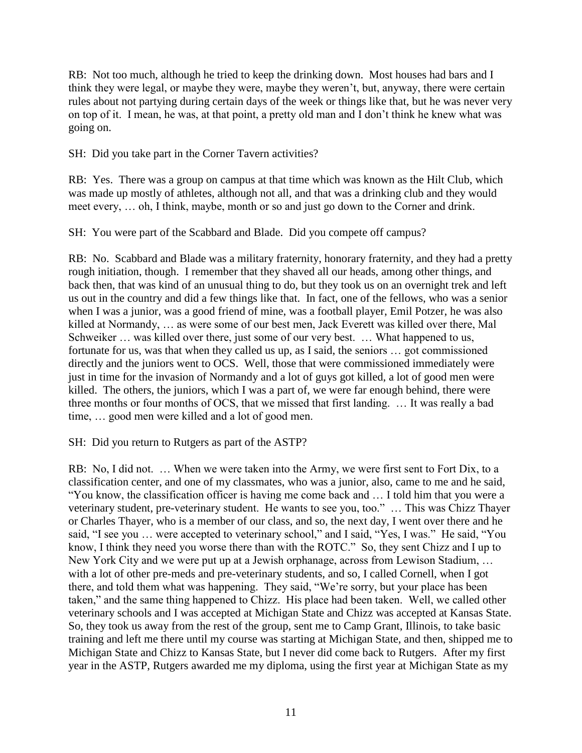RB: Not too much, although he tried to keep the drinking down. Most houses had bars and I think they were legal, or maybe they were, maybe they weren't, but, anyway, there were certain rules about not partying during certain days of the week or things like that, but he was never very on top of it. I mean, he was, at that point, a pretty old man and I don't think he knew what was going on.

SH: Did you take part in the Corner Tavern activities?

RB: Yes. There was a group on campus at that time which was known as the Hilt Club, which was made up mostly of athletes, although not all, and that was a drinking club and they would meet every, … oh, I think, maybe, month or so and just go down to the Corner and drink.

SH: You were part of the Scabbard and Blade. Did you compete off campus?

RB: No. Scabbard and Blade was a military fraternity, honorary fraternity, and they had a pretty rough initiation, though. I remember that they shaved all our heads, among other things, and back then, that was kind of an unusual thing to do, but they took us on an overnight trek and left us out in the country and did a few things like that. In fact, one of the fellows, who was a senior when I was a junior, was a good friend of mine, was a football player, Emil Potzer, he was also killed at Normandy, … as were some of our best men, Jack Everett was killed over there, Mal Schweiker … was killed over there, just some of our very best. … What happened to us, fortunate for us, was that when they called us up, as I said, the seniors … got commissioned directly and the juniors went to OCS. Well, those that were commissioned immediately were just in time for the invasion of Normandy and a lot of guys got killed, a lot of good men were killed. The others, the juniors, which I was a part of, we were far enough behind, there were three months or four months of OCS, that we missed that first landing. … It was really a bad time, … good men were killed and a lot of good men.

SH: Did you return to Rutgers as part of the ASTP?

RB: No, I did not. … When we were taken into the Army, we were first sent to Fort Dix, to a classification center, and one of my classmates, who was a junior, also, came to me and he said, "You know, the classification officer is having me come back and … I told him that you were a veterinary student, pre-veterinary student. He wants to see you, too." … This was Chizz Thayer or Charles Thayer, who is a member of our class, and so, the next day, I went over there and he said, "I see you … were accepted to veterinary school," and I said, "Yes, I was." He said, "You know, I think they need you worse there than with the ROTC." So, they sent Chizz and I up to New York City and we were put up at a Jewish orphanage, across from Lewison Stadium, … with a lot of other pre-meds and pre-veterinary students, and so, I called Cornell, when I got there, and told them what was happening. They said, "We're sorry, but your place has been taken," and the same thing happened to Chizz. His place had been taken. Well, we called other veterinary schools and I was accepted at Michigan State and Chizz was accepted at Kansas State. So, they took us away from the rest of the group, sent me to Camp Grant, Illinois, to take basic training and left me there until my course was starting at Michigan State, and then, shipped me to Michigan State and Chizz to Kansas State, but I never did come back to Rutgers. After my first year in the ASTP, Rutgers awarded me my diploma, using the first year at Michigan State as my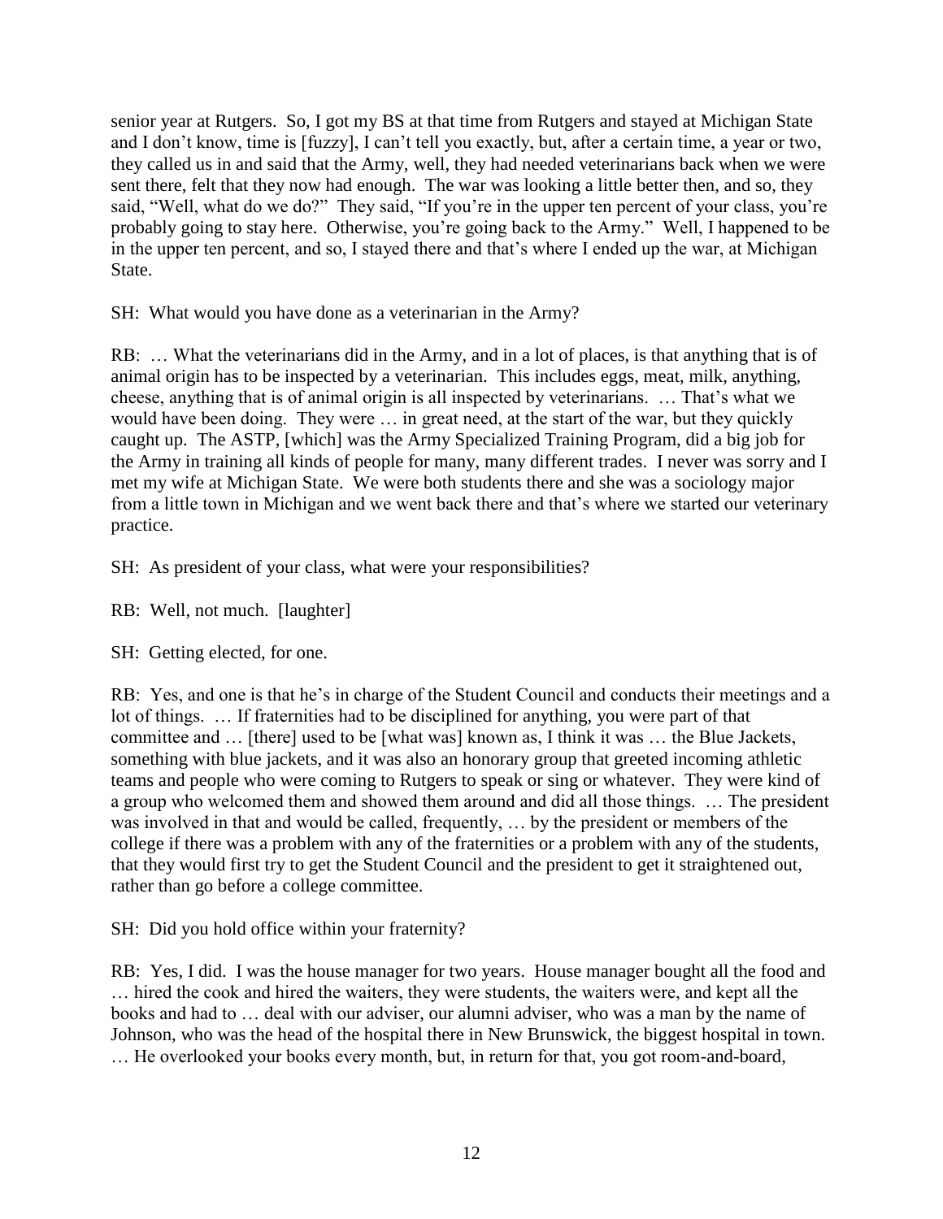senior year at Rutgers. So, I got my BS at that time from Rutgers and stayed at Michigan State and I don't know, time is [fuzzy], I can't tell you exactly, but, after a certain time, a year or two, they called us in and said that the Army, well, they had needed veterinarians back when we were sent there, felt that they now had enough. The war was looking a little better then, and so, they said, "Well, what do we do?" They said, "If you're in the upper ten percent of your class, you're probably going to stay here. Otherwise, you're going back to the Army." Well, I happened to be in the upper ten percent, and so, I stayed there and that's where I ended up the war, at Michigan State.

SH: What would you have done as a veterinarian in the Army?

RB: … What the veterinarians did in the Army, and in a lot of places, is that anything that is of animal origin has to be inspected by a veterinarian. This includes eggs, meat, milk, anything, cheese, anything that is of animal origin is all inspected by veterinarians. … That's what we would have been doing. They were … in great need, at the start of the war, but they quickly caught up. The ASTP, [which] was the Army Specialized Training Program, did a big job for the Army in training all kinds of people for many, many different trades. I never was sorry and I met my wife at Michigan State. We were both students there and she was a sociology major from a little town in Michigan and we went back there and that's where we started our veterinary practice.

SH: As president of your class, what were your responsibilities?

RB: Well, not much. [laughter]

SH: Getting elected, for one.

RB: Yes, and one is that he's in charge of the Student Council and conducts their meetings and a lot of things. … If fraternities had to be disciplined for anything, you were part of that committee and … [there] used to be [what was] known as, I think it was … the Blue Jackets, something with blue jackets, and it was also an honorary group that greeted incoming athletic teams and people who were coming to Rutgers to speak or sing or whatever. They were kind of a group who welcomed them and showed them around and did all those things. … The president was involved in that and would be called, frequently, … by the president or members of the college if there was a problem with any of the fraternities or a problem with any of the students, that they would first try to get the Student Council and the president to get it straightened out, rather than go before a college committee.

SH: Did you hold office within your fraternity?

RB: Yes, I did. I was the house manager for two years. House manager bought all the food and … hired the cook and hired the waiters, they were students, the waiters were, and kept all the books and had to … deal with our adviser, our alumni adviser, who was a man by the name of Johnson, who was the head of the hospital there in New Brunswick, the biggest hospital in town. … He overlooked your books every month, but, in return for that, you got room-and-board,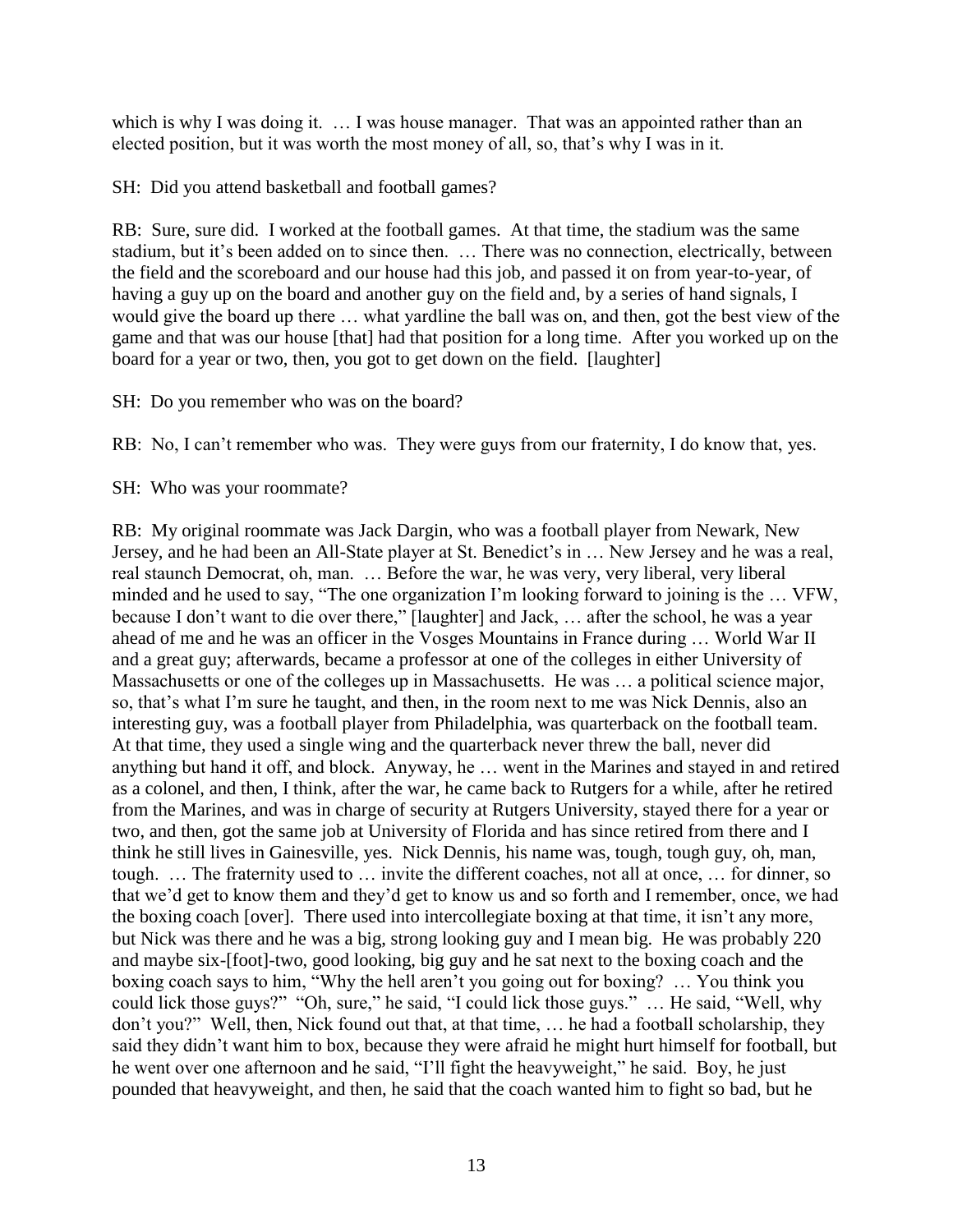which is why I was doing it. … I was house manager. That was an appointed rather than an elected position, but it was worth the most money of all, so, that's why I was in it.

SH: Did you attend basketball and football games?

RB: Sure, sure did. I worked at the football games. At that time, the stadium was the same stadium, but it's been added on to since then. … There was no connection, electrically, between the field and the scoreboard and our house had this job, and passed it on from year-to-year, of having a guy up on the board and another guy on the field and, by a series of hand signals, I would give the board up there … what yardline the ball was on, and then, got the best view of the game and that was our house [that] had that position for a long time. After you worked up on the board for a year or two, then, you got to get down on the field. [laughter]

SH: Do you remember who was on the board?

RB: No, I can't remember who was. They were guys from our fraternity, I do know that, yes.

SH: Who was your roommate?

RB: My original roommate was Jack Dargin, who was a football player from Newark, New Jersey, and he had been an All-State player at St. Benedict's in … New Jersey and he was a real, real staunch Democrat, oh, man. … Before the war, he was very, very liberal, very liberal minded and he used to say, "The one organization I'm looking forward to joining is the … VFW, because I don't want to die over there," [laughter] and Jack, … after the school, he was a year ahead of me and he was an officer in the Vosges Mountains in France during … World War II and a great guy; afterwards, became a professor at one of the colleges in either University of Massachusetts or one of the colleges up in Massachusetts. He was … a political science major, so, that's what I'm sure he taught, and then, in the room next to me was Nick Dennis, also an interesting guy, was a football player from Philadelphia, was quarterback on the football team. At that time, they used a single wing and the quarterback never threw the ball, never did anything but hand it off, and block. Anyway, he … went in the Marines and stayed in and retired as a colonel, and then, I think, after the war, he came back to Rutgers for a while, after he retired from the Marines, and was in charge of security at Rutgers University, stayed there for a year or two, and then, got the same job at University of Florida and has since retired from there and I think he still lives in Gainesville, yes. Nick Dennis, his name was, tough, tough guy, oh, man, tough. … The fraternity used to … invite the different coaches, not all at once, … for dinner, so that we'd get to know them and they'd get to know us and so forth and I remember, once, we had the boxing coach [over]. There used into intercollegiate boxing at that time, it isn't any more, but Nick was there and he was a big, strong looking guy and I mean big. He was probably 220 and maybe six-[foot]-two, good looking, big guy and he sat next to the boxing coach and the boxing coach says to him, "Why the hell aren't you going out for boxing? … You think you could lick those guys?" "Oh, sure," he said, "I could lick those guys." … He said, "Well, why don't you?" Well, then, Nick found out that, at that time, … he had a football scholarship, they said they didn't want him to box, because they were afraid he might hurt himself for football, but he went over one afternoon and he said, "I'll fight the heavyweight," he said. Boy, he just pounded that heavyweight, and then, he said that the coach wanted him to fight so bad, but he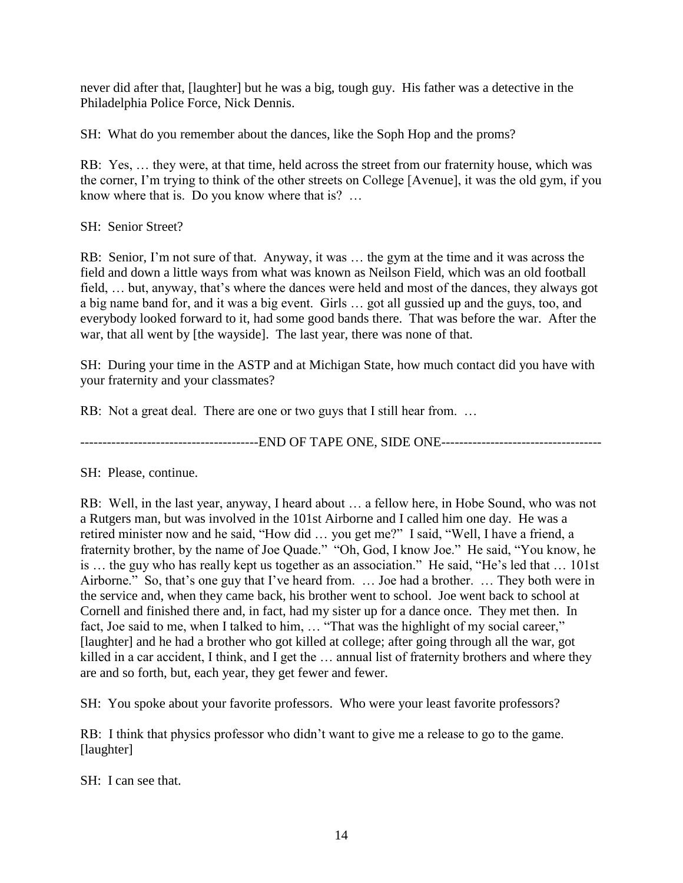never did after that, [laughter] but he was a big, tough guy. His father was a detective in the Philadelphia Police Force, Nick Dennis.

SH: What do you remember about the dances, like the Soph Hop and the proms?

RB: Yes, … they were, at that time, held across the street from our fraternity house, which was the corner, I'm trying to think of the other streets on College [Avenue], it was the old gym, if you know where that is. Do you know where that is? …

SH: Senior Street?

RB: Senior, I'm not sure of that. Anyway, it was … the gym at the time and it was across the field and down a little ways from what was known as Neilson Field, which was an old football field, … but, anyway, that's where the dances were held and most of the dances, they always got a big name band for, and it was a big event. Girls … got all gussied up and the guys, too, and everybody looked forward to it, had some good bands there. That was before the war. After the war, that all went by [the wayside]. The last year, there was none of that.

SH: During your time in the ASTP and at Michigan State, how much contact did you have with your fraternity and your classmates?

RB: Not a great deal. There are one or two guys that I still hear from. …

----------------------------------------END OF TAPE ONE, SIDE ONE------------------------------------

SH: Please, continue.

RB: Well, in the last year, anyway, I heard about … a fellow here, in Hobe Sound, who was not a Rutgers man, but was involved in the 101st Airborne and I called him one day. He was a retired minister now and he said, "How did … you get me?" I said, "Well, I have a friend, a fraternity brother, by the name of Joe Quade." "Oh, God, I know Joe." He said, "You know, he is … the guy who has really kept us together as an association." He said, "He's led that … 101st Airborne." So, that's one guy that I've heard from. … Joe had a brother. … They both were in the service and, when they came back, his brother went to school. Joe went back to school at Cornell and finished there and, in fact, had my sister up for a dance once. They met then. In fact, Joe said to me, when I talked to him, … "That was the highlight of my social career," [laughter] and he had a brother who got killed at college; after going through all the war, got killed in a car accident, I think, and I get the … annual list of fraternity brothers and where they are and so forth, but, each year, they get fewer and fewer.

SH: You spoke about your favorite professors. Who were your least favorite professors?

RB: I think that physics professor who didn't want to give me a release to go to the game. [laughter]

SH: I can see that.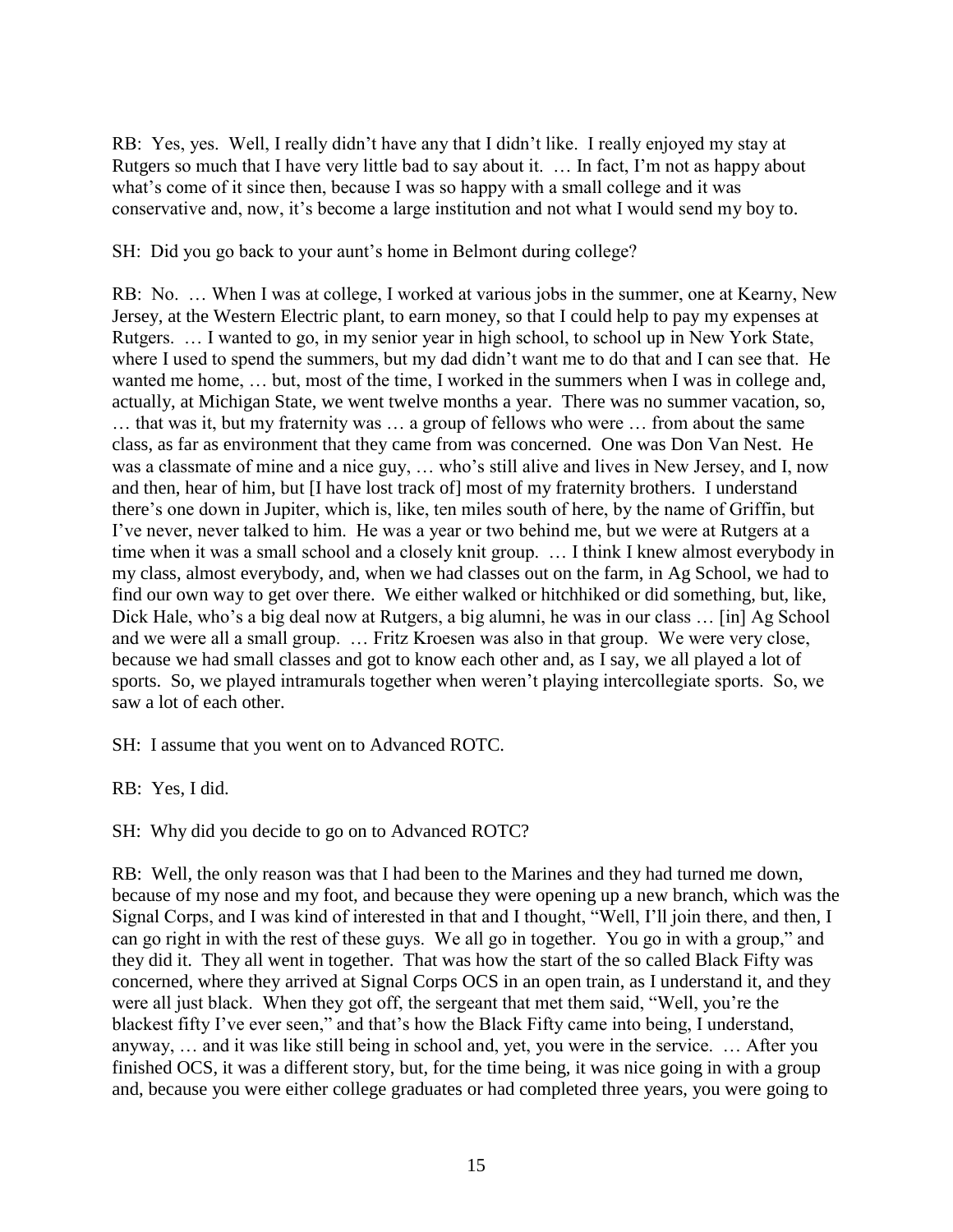RB: Yes, yes. Well, I really didn't have any that I didn't like. I really enjoyed my stay at Rutgers so much that I have very little bad to say about it. … In fact, I'm not as happy about what's come of it since then, because I was so happy with a small college and it was conservative and, now, it's become a large institution and not what I would send my boy to.

SH: Did you go back to your aunt's home in Belmont during college?

RB: No. … When I was at college, I worked at various jobs in the summer, one at Kearny, New Jersey, at the Western Electric plant, to earn money, so that I could help to pay my expenses at Rutgers. … I wanted to go, in my senior year in high school, to school up in New York State, where I used to spend the summers, but my dad didn't want me to do that and I can see that. He wanted me home, … but, most of the time, I worked in the summers when I was in college and, actually, at Michigan State, we went twelve months a year. There was no summer vacation, so, … that was it, but my fraternity was … a group of fellows who were … from about the same class, as far as environment that they came from was concerned. One was Don Van Nest. He was a classmate of mine and a nice guy, … who's still alive and lives in New Jersey, and I, now and then, hear of him, but [I have lost track of] most of my fraternity brothers. I understand there's one down in Jupiter, which is, like, ten miles south of here, by the name of Griffin, but I've never, never talked to him. He was a year or two behind me, but we were at Rutgers at a time when it was a small school and a closely knit group. … I think I knew almost everybody in my class, almost everybody, and, when we had classes out on the farm, in Ag School, we had to find our own way to get over there. We either walked or hitchhiked or did something, but, like, Dick Hale, who's a big deal now at Rutgers, a big alumni, he was in our class … [in] Ag School and we were all a small group. … Fritz Kroesen was also in that group. We were very close, because we had small classes and got to know each other and, as I say, we all played a lot of sports. So, we played intramurals together when weren't playing intercollegiate sports. So, we saw a lot of each other.

SH: I assume that you went on to Advanced ROTC.

RB: Yes, I did.

SH: Why did you decide to go on to Advanced ROTC?

RB: Well, the only reason was that I had been to the Marines and they had turned me down, because of my nose and my foot, and because they were opening up a new branch, which was the Signal Corps, and I was kind of interested in that and I thought, "Well, I'll join there, and then, I can go right in with the rest of these guys. We all go in together. You go in with a group," and they did it. They all went in together. That was how the start of the so called Black Fifty was concerned, where they arrived at Signal Corps OCS in an open train, as I understand it, and they were all just black. When they got off, the sergeant that met them said, "Well, you're the blackest fifty I've ever seen," and that's how the Black Fifty came into being, I understand, anyway, … and it was like still being in school and, yet, you were in the service. … After you finished OCS, it was a different story, but, for the time being, it was nice going in with a group and, because you were either college graduates or had completed three years, you were going to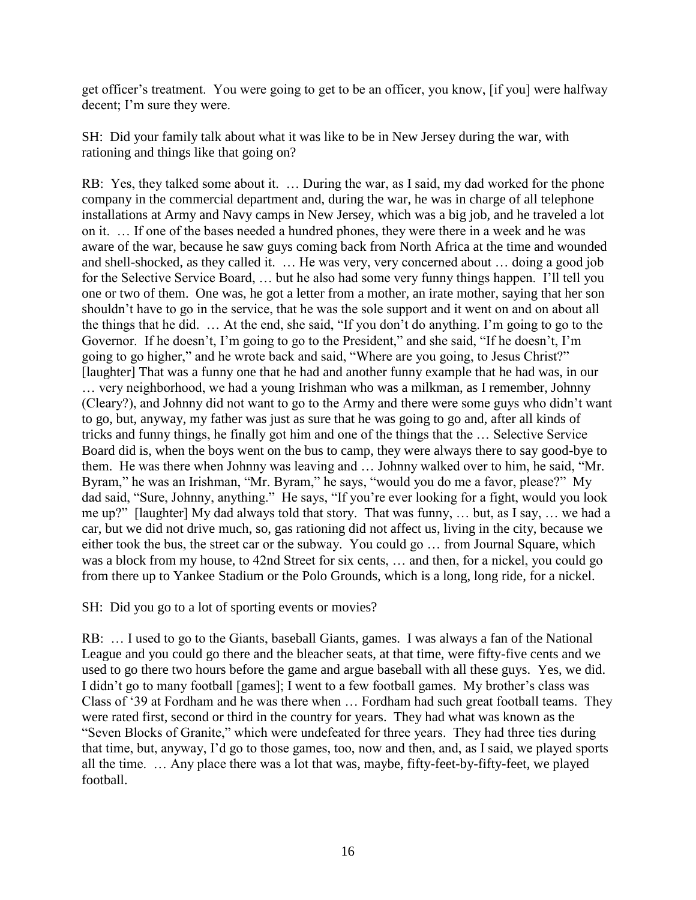get officer's treatment. You were going to get to be an officer, you know, [if you] were halfway decent; I'm sure they were.

SH: Did your family talk about what it was like to be in New Jersey during the war, with rationing and things like that going on?

RB: Yes, they talked some about it. … During the war, as I said, my dad worked for the phone company in the commercial department and, during the war, he was in charge of all telephone installations at Army and Navy camps in New Jersey, which was a big job, and he traveled a lot on it. … If one of the bases needed a hundred phones, they were there in a week and he was aware of the war, because he saw guys coming back from North Africa at the time and wounded and shell-shocked, as they called it. … He was very, very concerned about … doing a good job for the Selective Service Board, … but he also had some very funny things happen. I'll tell you one or two of them. One was, he got a letter from a mother, an irate mother, saying that her son shouldn't have to go in the service, that he was the sole support and it went on and on about all the things that he did. … At the end, she said, "If you don't do anything. I'm going to go to the Governor. If he doesn't, I'm going to go to the President," and she said, "If he doesn't, I'm going to go higher," and he wrote back and said, "Where are you going, to Jesus Christ?" [laughter] That was a funny one that he had and another funny example that he had was, in our … very neighborhood, we had a young Irishman who was a milkman, as I remember, Johnny (Cleary?), and Johnny did not want to go to the Army and there were some guys who didn't want to go, but, anyway, my father was just as sure that he was going to go and, after all kinds of tricks and funny things, he finally got him and one of the things that the … Selective Service Board did is, when the boys went on the bus to camp, they were always there to say good-bye to them. He was there when Johnny was leaving and … Johnny walked over to him, he said, "Mr. Byram," he was an Irishman, "Mr. Byram," he says, "would you do me a favor, please?" My dad said, "Sure, Johnny, anything." He says, "If you're ever looking for a fight, would you look me up?" [laughter] My dad always told that story. That was funny, … but, as I say, … we had a car, but we did not drive much, so, gas rationing did not affect us, living in the city, because we either took the bus, the street car or the subway. You could go … from Journal Square, which was a block from my house, to 42nd Street for six cents, … and then, for a nickel, you could go from there up to Yankee Stadium or the Polo Grounds, which is a long, long ride, for a nickel.

SH: Did you go to a lot of sporting events or movies?

RB: … I used to go to the Giants, baseball Giants, games. I was always a fan of the National League and you could go there and the bleacher seats, at that time, were fifty-five cents and we used to go there two hours before the game and argue baseball with all these guys. Yes, we did. I didn't go to many football [games]; I went to a few football games. My brother's class was Class of '39 at Fordham and he was there when … Fordham had such great football teams. They were rated first, second or third in the country for years. They had what was known as the "Seven Blocks of Granite," which were undefeated for three years. They had three ties during that time, but, anyway, I'd go to those games, too, now and then, and, as I said, we played sports all the time. … Any place there was a lot that was, maybe, fifty-feet-by-fifty-feet, we played football.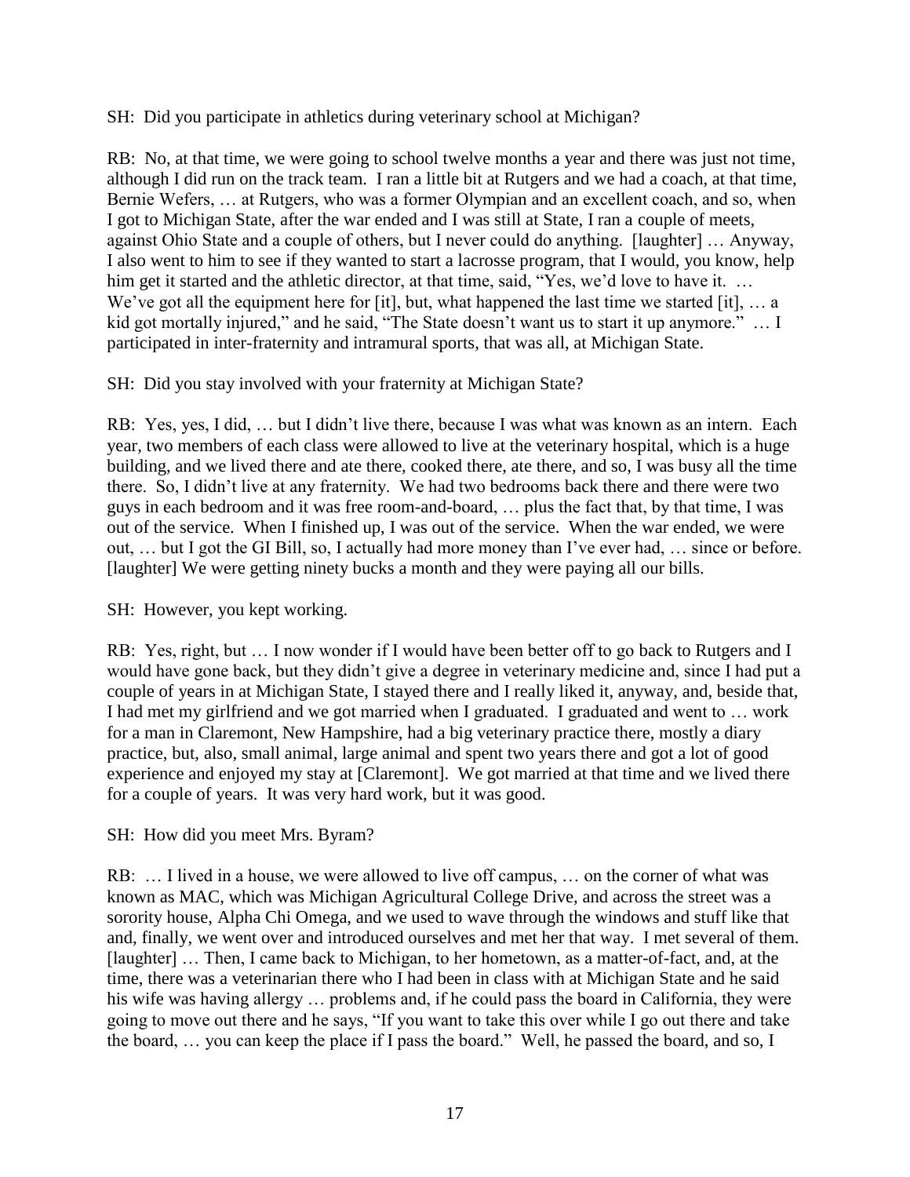SH: Did you participate in athletics during veterinary school at Michigan?

RB: No, at that time, we were going to school twelve months a year and there was just not time, although I did run on the track team. I ran a little bit at Rutgers and we had a coach, at that time, Bernie Wefers, … at Rutgers, who was a former Olympian and an excellent coach, and so, when I got to Michigan State, after the war ended and I was still at State, I ran a couple of meets, against Ohio State and a couple of others, but I never could do anything. [laughter] … Anyway, I also went to him to see if they wanted to start a lacrosse program, that I would, you know, help him get it started and the athletic director, at that time, said, "Yes, we'd love to have it. … We've got all the equipment here for [it], but, what happened the last time we started [it], … a kid got mortally injured," and he said, "The State doesn't want us to start it up anymore." … I participated in inter-fraternity and intramural sports, that was all, at Michigan State.

SH: Did you stay involved with your fraternity at Michigan State?

RB: Yes, yes, I did, … but I didn't live there, because I was what was known as an intern. Each year, two members of each class were allowed to live at the veterinary hospital, which is a huge building, and we lived there and ate there, cooked there, ate there, and so, I was busy all the time there. So, I didn't live at any fraternity. We had two bedrooms back there and there were two guys in each bedroom and it was free room-and-board, … plus the fact that, by that time, I was out of the service. When I finished up, I was out of the service. When the war ended, we were out, … but I got the GI Bill, so, I actually had more money than I've ever had, … since or before. [laughter] We were getting ninety bucks a month and they were paying all our bills.

SH: However, you kept working.

RB: Yes, right, but … I now wonder if I would have been better off to go back to Rutgers and I would have gone back, but they didn't give a degree in veterinary medicine and, since I had put a couple of years in at Michigan State, I stayed there and I really liked it, anyway, and, beside that, I had met my girlfriend and we got married when I graduated. I graduated and went to … work for a man in Claremont, New Hampshire, had a big veterinary practice there, mostly a diary practice, but, also, small animal, large animal and spent two years there and got a lot of good experience and enjoyed my stay at [Claremont]. We got married at that time and we lived there for a couple of years. It was very hard work, but it was good.

SH: How did you meet Mrs. Byram?

RB: … I lived in a house, we were allowed to live off campus, … on the corner of what was known as MAC, which was Michigan Agricultural College Drive, and across the street was a sorority house, Alpha Chi Omega, and we used to wave through the windows and stuff like that and, finally, we went over and introduced ourselves and met her that way. I met several of them. [laughter] … Then, I came back to Michigan, to her hometown, as a matter-of-fact, and, at the time, there was a veterinarian there who I had been in class with at Michigan State and he said his wife was having allergy … problems and, if he could pass the board in California, they were going to move out there and he says, "If you want to take this over while I go out there and take the board, … you can keep the place if I pass the board." Well, he passed the board, and so, I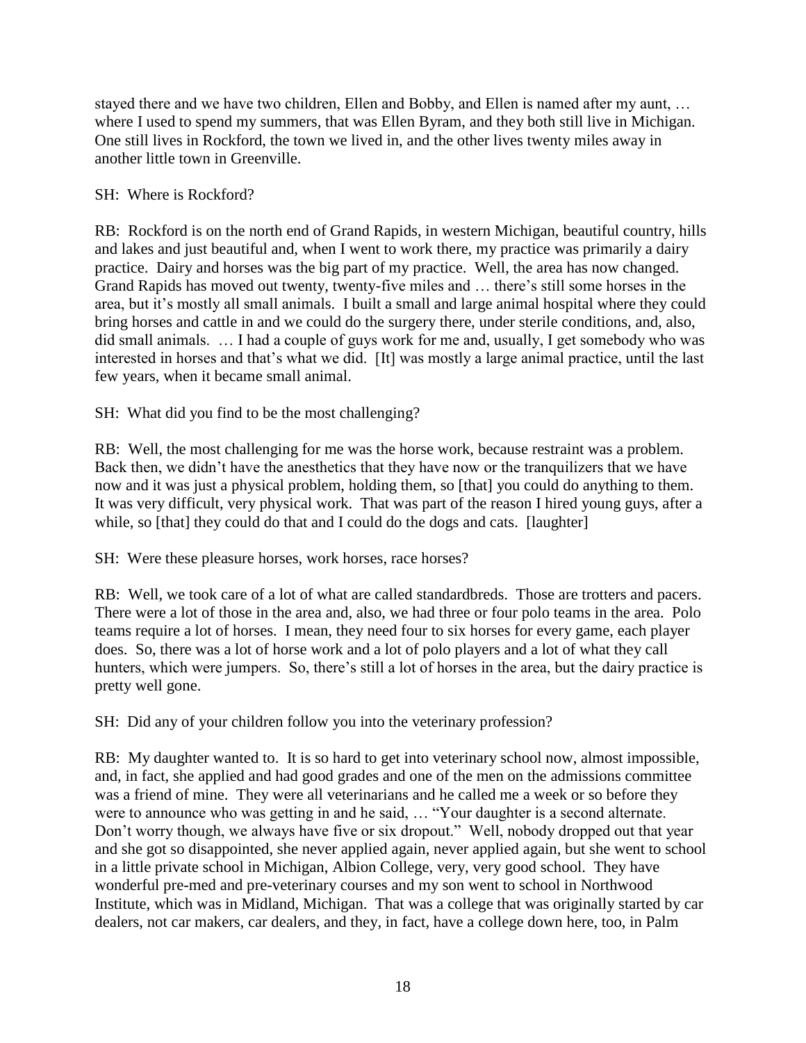stayed there and we have two children, Ellen and Bobby, and Ellen is named after my aunt, … where I used to spend my summers, that was Ellen Byram, and they both still live in Michigan. One still lives in Rockford, the town we lived in, and the other lives twenty miles away in another little town in Greenville.

SH: Where is Rockford?

RB: Rockford is on the north end of Grand Rapids, in western Michigan, beautiful country, hills and lakes and just beautiful and, when I went to work there, my practice was primarily a dairy practice. Dairy and horses was the big part of my practice. Well, the area has now changed. Grand Rapids has moved out twenty, twenty-five miles and … there's still some horses in the area, but it's mostly all small animals. I built a small and large animal hospital where they could bring horses and cattle in and we could do the surgery there, under sterile conditions, and, also, did small animals. … I had a couple of guys work for me and, usually, I get somebody who was interested in horses and that's what we did. [It] was mostly a large animal practice, until the last few years, when it became small animal.

SH: What did you find to be the most challenging?

RB: Well, the most challenging for me was the horse work, because restraint was a problem. Back then, we didn't have the anesthetics that they have now or the tranquilizers that we have now and it was just a physical problem, holding them, so [that] you could do anything to them. It was very difficult, very physical work. That was part of the reason I hired young guys, after a while, so [that] they could do that and I could do the dogs and cats. [laughter]

SH: Were these pleasure horses, work horses, race horses?

RB: Well, we took care of a lot of what are called standardbreds. Those are trotters and pacers. There were a lot of those in the area and, also, we had three or four polo teams in the area. Polo teams require a lot of horses. I mean, they need four to six horses for every game, each player does. So, there was a lot of horse work and a lot of polo players and a lot of what they call hunters, which were jumpers. So, there's still a lot of horses in the area, but the dairy practice is pretty well gone.

SH: Did any of your children follow you into the veterinary profession?

RB: My daughter wanted to. It is so hard to get into veterinary school now, almost impossible, and, in fact, she applied and had good grades and one of the men on the admissions committee was a friend of mine. They were all veterinarians and he called me a week or so before they were to announce who was getting in and he said, … "Your daughter is a second alternate. Don't worry though, we always have five or six dropout." Well, nobody dropped out that year and she got so disappointed, she never applied again, never applied again, but she went to school in a little private school in Michigan, Albion College, very, very good school. They have wonderful pre-med and pre-veterinary courses and my son went to school in Northwood Institute, which was in Midland, Michigan. That was a college that was originally started by car dealers, not car makers, car dealers, and they, in fact, have a college down here, too, in Palm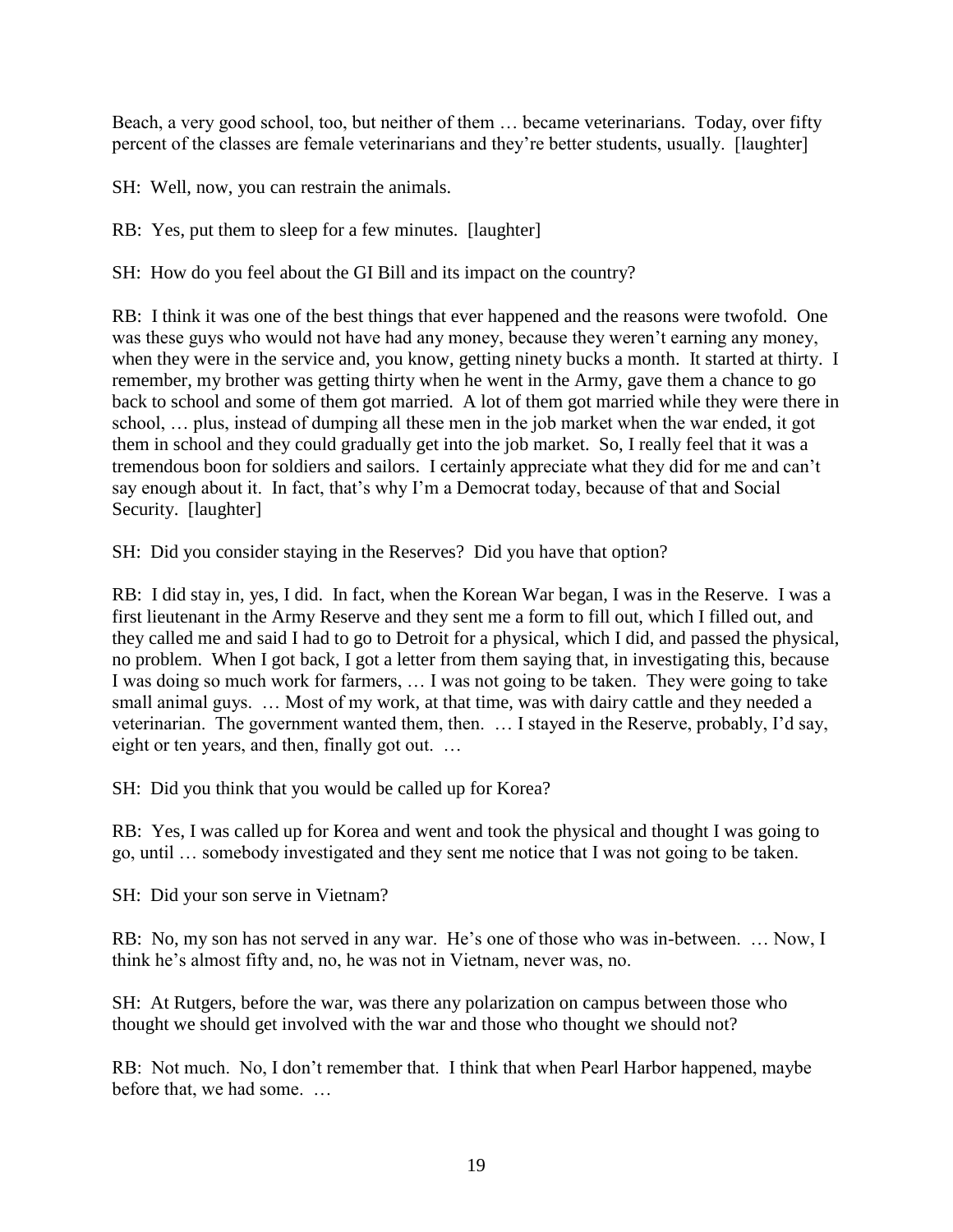Beach, a very good school, too, but neither of them … became veterinarians. Today, over fifty percent of the classes are female veterinarians and they're better students, usually. [laughter]

SH: Well, now, you can restrain the animals.

RB: Yes, put them to sleep for a few minutes. [laughter]

SH: How do you feel about the GI Bill and its impact on the country?

RB: I think it was one of the best things that ever happened and the reasons were twofold. One was these guys who would not have had any money, because they weren't earning any money, when they were in the service and, you know, getting ninety bucks a month. It started at thirty. I remember, my brother was getting thirty when he went in the Army, gave them a chance to go back to school and some of them got married. A lot of them got married while they were there in school, … plus, instead of dumping all these men in the job market when the war ended, it got them in school and they could gradually get into the job market. So, I really feel that it was a tremendous boon for soldiers and sailors. I certainly appreciate what they did for me and can't say enough about it. In fact, that's why I'm a Democrat today, because of that and Social Security. [laughter]

SH: Did you consider staying in the Reserves? Did you have that option?

RB: I did stay in, yes, I did. In fact, when the Korean War began, I was in the Reserve. I was a first lieutenant in the Army Reserve and they sent me a form to fill out, which I filled out, and they called me and said I had to go to Detroit for a physical, which I did, and passed the physical, no problem. When I got back, I got a letter from them saying that, in investigating this, because I was doing so much work for farmers, … I was not going to be taken. They were going to take small animal guys. … Most of my work, at that time, was with dairy cattle and they needed a veterinarian. The government wanted them, then. … I stayed in the Reserve, probably, I'd say, eight or ten years, and then, finally got out. …

SH: Did you think that you would be called up for Korea?

RB: Yes, I was called up for Korea and went and took the physical and thought I was going to go, until … somebody investigated and they sent me notice that I was not going to be taken.

SH: Did your son serve in Vietnam?

RB: No, my son has not served in any war. He's one of those who was in-between. … Now, I think he's almost fifty and, no, he was not in Vietnam, never was, no.

SH: At Rutgers, before the war, was there any polarization on campus between those who thought we should get involved with the war and those who thought we should not?

RB: Not much. No, I don't remember that. I think that when Pearl Harbor happened, maybe before that, we had some. …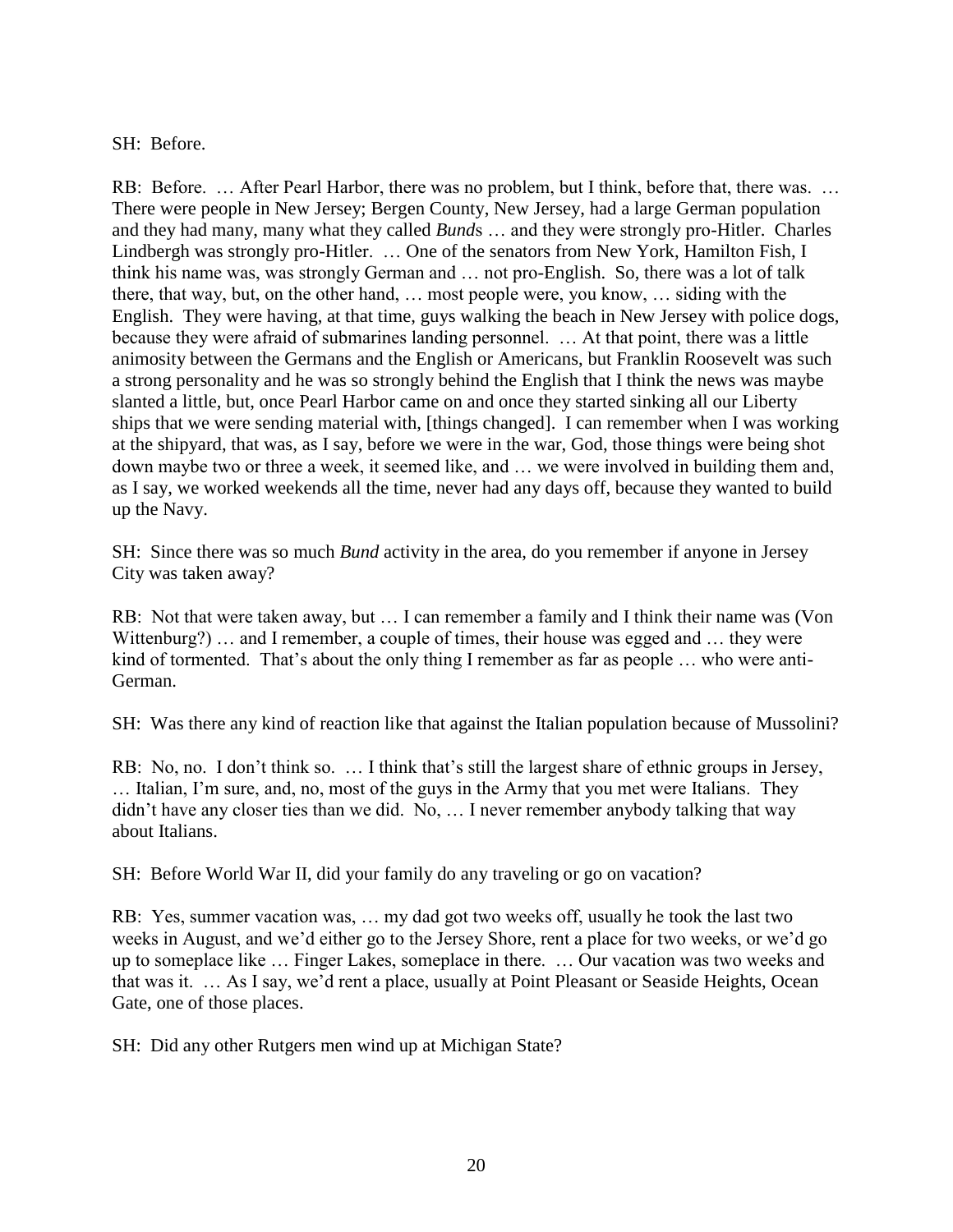SH: Before.

RB: Before. … After Pearl Harbor, there was no problem, but I think, before that, there was. … There were people in New Jersey; Bergen County, New Jersey, had a large German population and they had many, many what they called *Bund*s … and they were strongly pro-Hitler. Charles Lindbergh was strongly pro-Hitler. … One of the senators from New York, Hamilton Fish, I think his name was, was strongly German and … not pro-English. So, there was a lot of talk there, that way, but, on the other hand, … most people were, you know, … siding with the English. They were having, at that time, guys walking the beach in New Jersey with police dogs, because they were afraid of submarines landing personnel. … At that point, there was a little animosity between the Germans and the English or Americans, but Franklin Roosevelt was such a strong personality and he was so strongly behind the English that I think the news was maybe slanted a little, but, once Pearl Harbor came on and once they started sinking all our Liberty ships that we were sending material with, [things changed]. I can remember when I was working at the shipyard, that was, as I say, before we were in the war, God, those things were being shot down maybe two or three a week, it seemed like, and … we were involved in building them and, as I say, we worked weekends all the time, never had any days off, because they wanted to build up the Navy.

SH: Since there was so much *Bund* activity in the area, do you remember if anyone in Jersey City was taken away?

RB: Not that were taken away, but … I can remember a family and I think their name was (Von Wittenburg?) … and I remember, a couple of times, their house was egged and … they were kind of tormented. That's about the only thing I remember as far as people … who were anti-German.

SH: Was there any kind of reaction like that against the Italian population because of Mussolini?

RB: No, no. I don't think so. … I think that's still the largest share of ethnic groups in Jersey, … Italian, I'm sure, and, no, most of the guys in the Army that you met were Italians. They didn't have any closer ties than we did. No, … I never remember anybody talking that way about Italians.

SH: Before World War II, did your family do any traveling or go on vacation?

RB: Yes, summer vacation was, … my dad got two weeks off, usually he took the last two weeks in August, and we'd either go to the Jersey Shore, rent a place for two weeks, or we'd go up to someplace like … Finger Lakes, someplace in there. … Our vacation was two weeks and that was it. … As I say, we'd rent a place, usually at Point Pleasant or Seaside Heights, Ocean Gate, one of those places.

SH: Did any other Rutgers men wind up at Michigan State?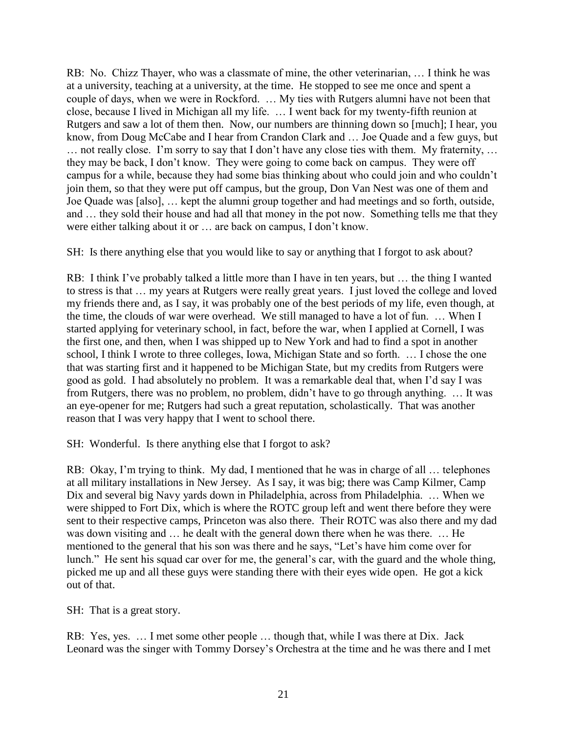RB: No. Chizz Thayer, who was a classmate of mine, the other veterinarian, … I think he was at a university, teaching at a university, at the time. He stopped to see me once and spent a couple of days, when we were in Rockford. … My ties with Rutgers alumni have not been that close, because I lived in Michigan all my life. … I went back for my twenty-fifth reunion at Rutgers and saw a lot of them then. Now, our numbers are thinning down so [much]; I hear, you know, from Doug McCabe and I hear from Crandon Clark and … Joe Quade and a few guys, but … not really close. I'm sorry to say that I don't have any close ties with them. My fraternity, … they may be back, I don't know. They were going to come back on campus. They were off campus for a while, because they had some bias thinking about who could join and who couldn't join them, so that they were put off campus, but the group, Don Van Nest was one of them and Joe Quade was [also], … kept the alumni group together and had meetings and so forth, outside, and … they sold their house and had all that money in the pot now. Something tells me that they were either talking about it or … are back on campus, I don't know.

SH: Is there anything else that you would like to say or anything that I forgot to ask about?

RB: I think I've probably talked a little more than I have in ten years, but … the thing I wanted to stress is that … my years at Rutgers were really great years. I just loved the college and loved my friends there and, as I say, it was probably one of the best periods of my life, even though, at the time, the clouds of war were overhead. We still managed to have a lot of fun. … When I started applying for veterinary school, in fact, before the war, when I applied at Cornell, I was the first one, and then, when I was shipped up to New York and had to find a spot in another school, I think I wrote to three colleges, Iowa, Michigan State and so forth. … I chose the one that was starting first and it happened to be Michigan State, but my credits from Rutgers were good as gold. I had absolutely no problem. It was a remarkable deal that, when I'd say I was from Rutgers, there was no problem, no problem, didn't have to go through anything. … It was an eye-opener for me; Rutgers had such a great reputation, scholastically. That was another reason that I was very happy that I went to school there.

SH: Wonderful. Is there anything else that I forgot to ask?

RB: Okay, I'm trying to think. My dad, I mentioned that he was in charge of all … telephones at all military installations in New Jersey. As I say, it was big; there was Camp Kilmer, Camp Dix and several big Navy yards down in Philadelphia, across from Philadelphia. … When we were shipped to Fort Dix, which is where the ROTC group left and went there before they were sent to their respective camps, Princeton was also there. Their ROTC was also there and my dad was down visiting and … he dealt with the general down there when he was there. … He mentioned to the general that his son was there and he says, "Let's have him come over for lunch." He sent his squad car over for me, the general's car, with the guard and the whole thing, picked me up and all these guys were standing there with their eyes wide open. He got a kick out of that.

SH: That is a great story.

RB: Yes, yes. … I met some other people … though that, while I was there at Dix. Jack Leonard was the singer with Tommy Dorsey's Orchestra at the time and he was there and I met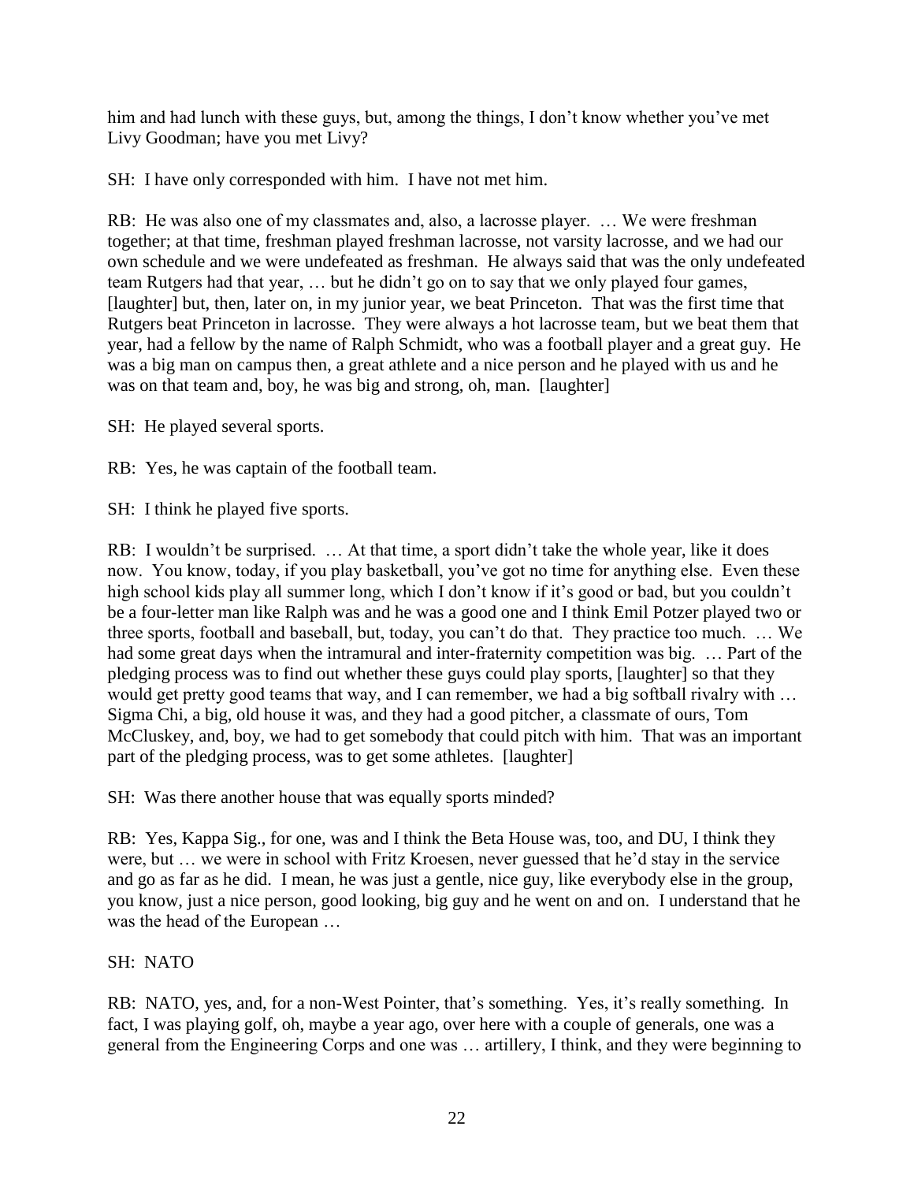him and had lunch with these guys, but, among the things, I don't know whether you've met Livy Goodman; have you met Livy?

SH: I have only corresponded with him. I have not met him.

RB: He was also one of my classmates and, also, a lacrosse player. … We were freshman together; at that time, freshman played freshman lacrosse, not varsity lacrosse, and we had our own schedule and we were undefeated as freshman. He always said that was the only undefeated team Rutgers had that year, … but he didn't go on to say that we only played four games, [laughter] but, then, later on, in my junior year, we beat Princeton. That was the first time that Rutgers beat Princeton in lacrosse. They were always a hot lacrosse team, but we beat them that year, had a fellow by the name of Ralph Schmidt, who was a football player and a great guy. He was a big man on campus then, a great athlete and a nice person and he played with us and he was on that team and, boy, he was big and strong, oh, man. [laughter]

SH: He played several sports.

RB: Yes, he was captain of the football team.

SH: I think he played five sports.

RB: I wouldn't be surprised. … At that time, a sport didn't take the whole year, like it does now. You know, today, if you play basketball, you've got no time for anything else. Even these high school kids play all summer long, which I don't know if it's good or bad, but you couldn't be a four-letter man like Ralph was and he was a good one and I think Emil Potzer played two or three sports, football and baseball, but, today, you can't do that. They practice too much. … We had some great days when the intramural and inter-fraternity competition was big. … Part of the pledging process was to find out whether these guys could play sports, [laughter] so that they would get pretty good teams that way, and I can remember, we had a big softball rivalry with … Sigma Chi, a big, old house it was, and they had a good pitcher, a classmate of ours, Tom McCluskey, and, boy, we had to get somebody that could pitch with him. That was an important part of the pledging process, was to get some athletes. [laughter]

SH: Was there another house that was equally sports minded?

RB: Yes, Kappa Sig., for one, was and I think the Beta House was, too, and DU, I think they were, but … we were in school with Fritz Kroesen, never guessed that he'd stay in the service and go as far as he did. I mean, he was just a gentle, nice guy, like everybody else in the group, you know, just a nice person, good looking, big guy and he went on and on. I understand that he was the head of the European …

SH: NATO

RB: NATO, yes, and, for a non-West Pointer, that's something. Yes, it's really something. In fact, I was playing golf, oh, maybe a year ago, over here with a couple of generals, one was a general from the Engineering Corps and one was … artillery, I think, and they were beginning to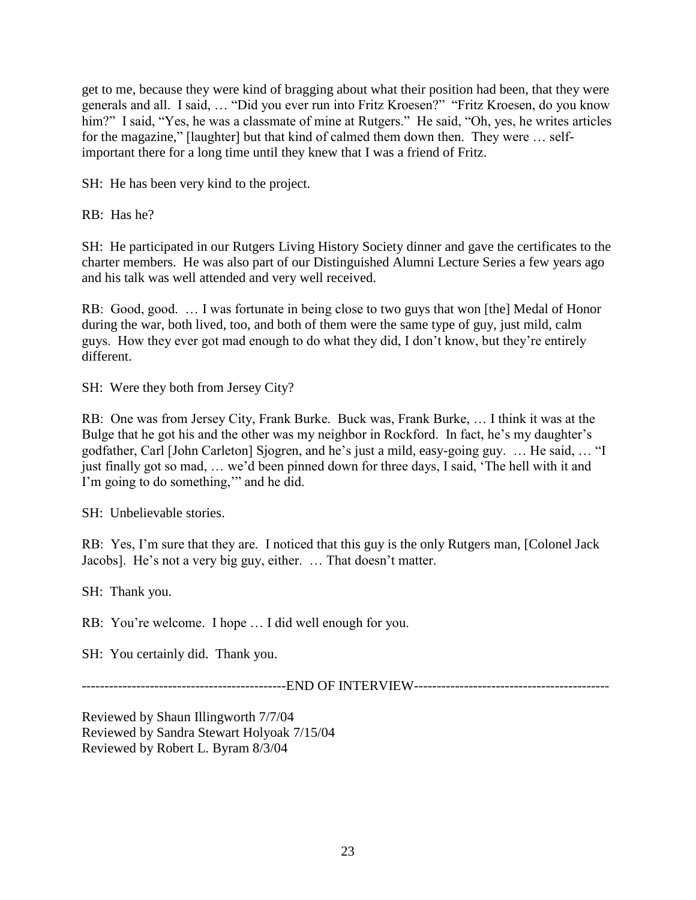get to me, because they were kind of bragging about what their position had been, that they were generals and all. I said, … "Did you ever run into Fritz Kroesen?" "Fritz Kroesen, do you know him?" I said, "Yes, he was a classmate of mine at Rutgers." He said, "Oh, yes, he writes articles for the magazine," [laughter] but that kind of calmed them down then. They were … self-important there for a long time until they knew that I was a friend of Fritz.

SH: He has been very kind to the project.

RB: Has he?

SH: He participated in our Rutgers Living History Society dinner and gave the certificates to the charter members. He was also part of our Distinguished Alumni Lecture Series a few years ago and his talk was well attended and very well received.

RB: Good, good. … I was fortunate in being close to two guys that won [the] Medal of Honor during the war, both lived, too, and both of them were the same type of guy, just mild, calm guys. How they ever got mad enough to do what they did, I don't know, but they're entirely different.

SH: Were they both from Jersey City?

RB: One was from Jersey City, Frank Burke. Buck was, Frank Burke, … I think it was at the Bulge that he got his and the other was my neighbor in Rockford. In fact, he's my daughter's godfather, Carl [John Carleton] Sjogren, and he's just a mild, easy-going guy. … He said, … "I just finally got so mad, … we'd been pinned down for three days, I said, 'The hell with it and I'm going to do something,'" and he did.

SH: Unbelievable stories.

RB: Yes, I'm sure that they are. I noticed that this guy is the only Rutgers man, [Colonel Jack Jacobs]. He's not a very big guy, either. … That doesn't matter.

SH: Thank you.

RB: You're welcome. I hope … I did well enough for you.

SH: You certainly did. Thank you.

---------------------------------------------END OF INTERVIEW-------------------------------------------

Reviewed by Shaun Illingworth 7/7/04
Reviewed by Sandra Stewart Holyoak 7/15/04
Reviewed by Robert L. Byram 8/3/04